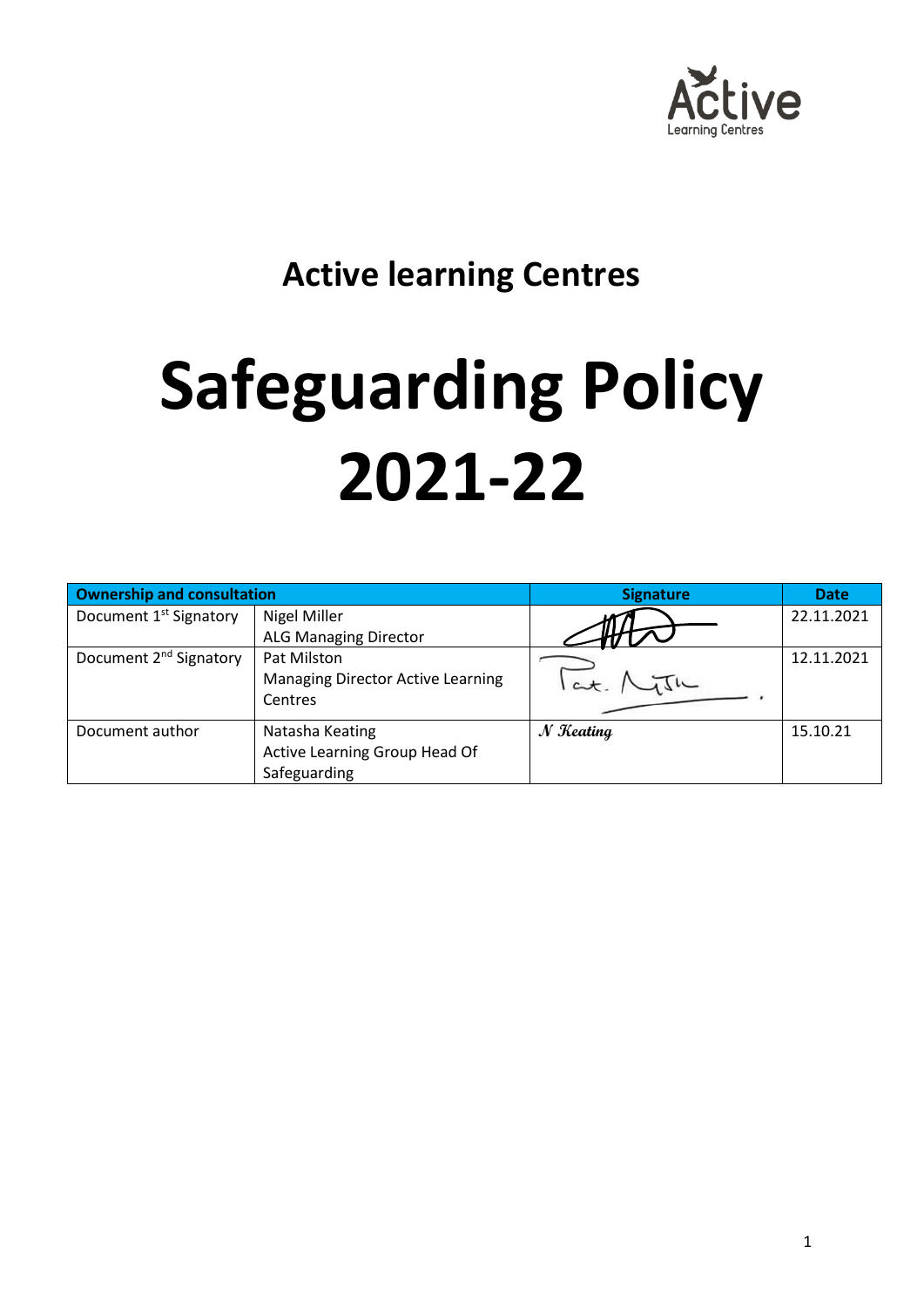# Active learning Centres

# Safeguarding Policy 2021-22

| Ownership and consultation | | Signature | Date |
|---|---|---|---|
| Document 1st Signatory | Nigel Miller<br>ALG Managing Director | | 22.11.2021 |
| Document 2nd Signatory | Pat Milston<br>Managing Director Active Learning Centres | Pat. Milston | 12.11.2021 |
| Document author | Natasha Keating<br>Active Learning Group Head Of Safeguarding | N Keating | 15.10.21 |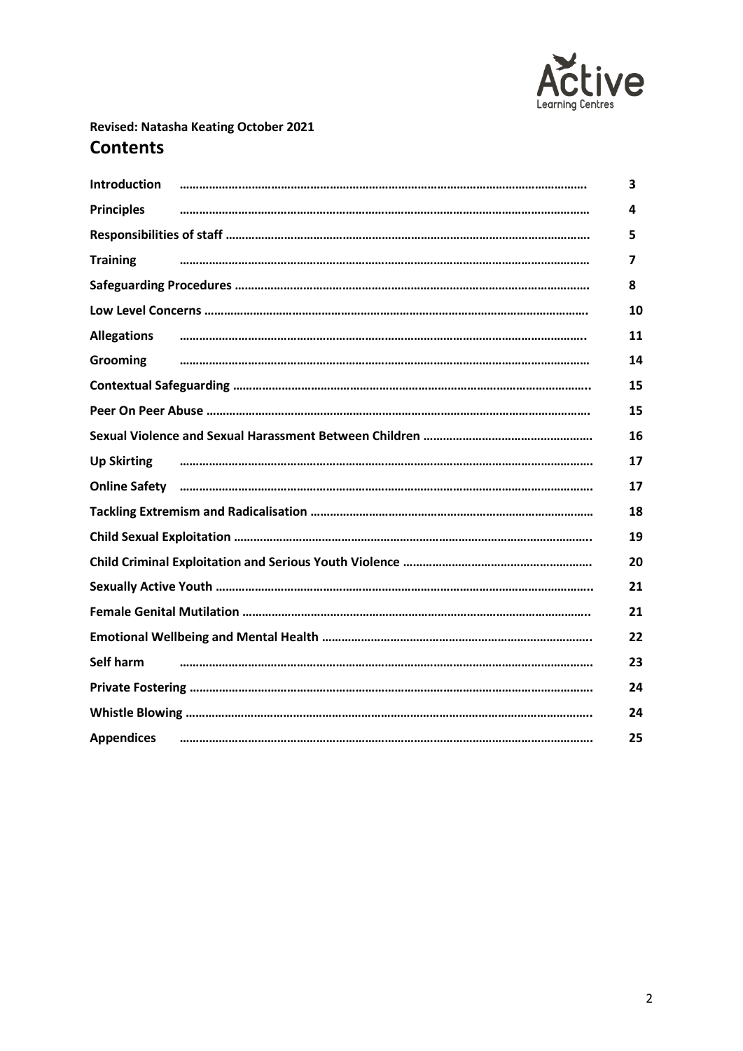**Revised: Natasha Keating October 2021**

# Contents

| Section | Page |
|---|---|
| **Introduction** | 3 |
| **Principles** | 4 |
| **Responsibilities of staff** | 5 |
| **Training** | 7 |
| **Safeguarding Procedures** | 8 |
| **Low Level Concerns** | 10 |
| **Allegations** | 11 |
| **Grooming** | 14 |
| **Contextual Safeguarding** | 15 |
| **Peer On Peer Abuse** | 15 |
| **Sexual Violence and Sexual Harassment Between Children** | 16 |
| **Up Skirting** | 17 |
| **Online Safety** | 17 |
| **Tackling Extremism and Radicalisation** | 18 |
| **Child Sexual Exploitation** | 19 |
| **Child Criminal Exploitation and Serious Youth Violence** | 20 |
| **Sexually Active Youth** | 21 |
| **Female Genital Mutilation** | 21 |
| **Emotional Wellbeing and Mental Health** | 22 |
| **Self harm** | 23 |
| **Private Fostering** | 24 |
| **Whistle Blowing** | 24 |
| **Appendices** | 25 |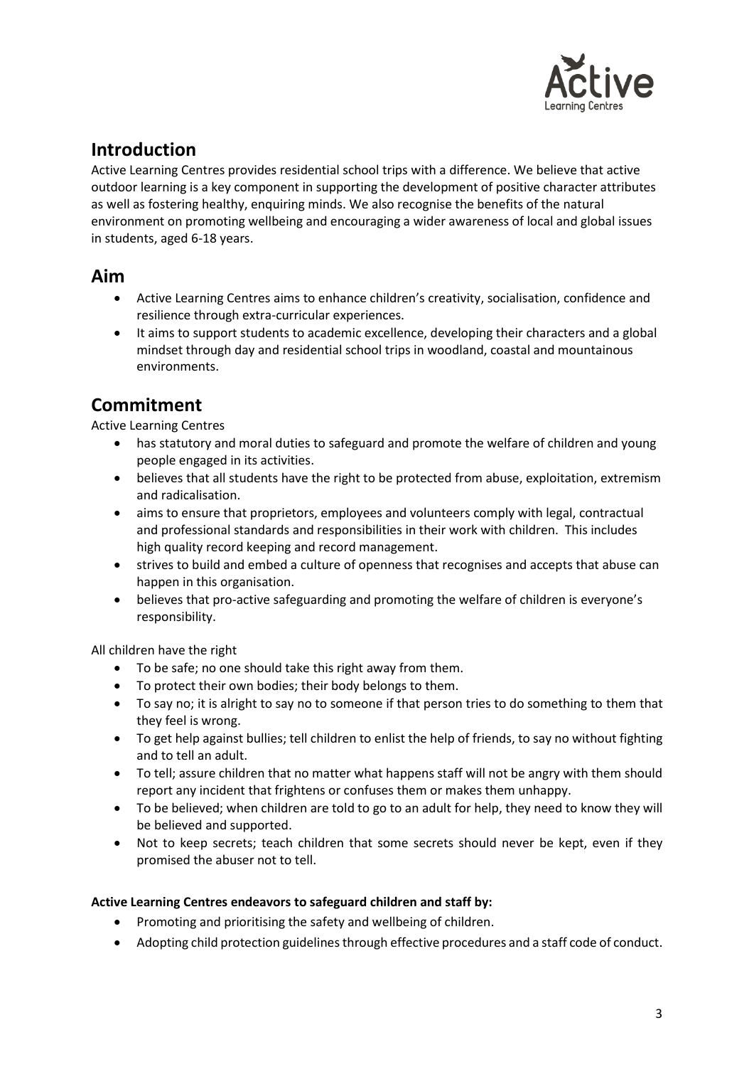## Introduction

Active Learning Centres provides residential school trips with a difference. We believe that active outdoor learning is a key component in supporting the development of positive character attributes as well as fostering healthy, enquiring minds. We also recognise the benefits of the natural environment on promoting wellbeing and encouraging a wider awareness of local and global issues in students, aged 6-18 years.

## Aim

- Active Learning Centres aims to enhance children's creativity, socialisation, confidence and resilience through extra-curricular experiences.
- It aims to support students to academic excellence, developing their characters and a global mindset through day and residential school trips in woodland, coastal and mountainous environments.

## Commitment

Active Learning Centres

- has statutory and moral duties to safeguard and promote the welfare of children and young people engaged in its activities.
- believes that all students have the right to be protected from abuse, exploitation, extremism and radicalisation.
- aims to ensure that proprietors, employees and volunteers comply with legal, contractual and professional standards and responsibilities in their work with children. This includes high quality record keeping and record management.
- strives to build and embed a culture of openness that recognises and accepts that abuse can happen in this organisation.
- believes that pro-active safeguarding and promoting the welfare of children is everyone's responsibility.

All children have the right

- To be safe; no one should take this right away from them.
- To protect their own bodies; their body belongs to them.
- To say no; it is alright to say no to someone if that person tries to do something to them that they feel is wrong.
- To get help against bullies; tell children to enlist the help of friends, to say no without fighting and to tell an adult.
- To tell; assure children that no matter what happens staff will not be angry with them should report any incident that frightens or confuses them or makes them unhappy.
- To be believed; when children are told to go to an adult for help, they need to know they will be believed and supported.
- Not to keep secrets; teach children that some secrets should never be kept, even if they promised the abuser not to tell.

**Active Learning Centres endeavors to safeguard children and staff by:**

- Promoting and prioritising the safety and wellbeing of children.
- Adopting child protection guidelines through effective procedures and a staff code of conduct.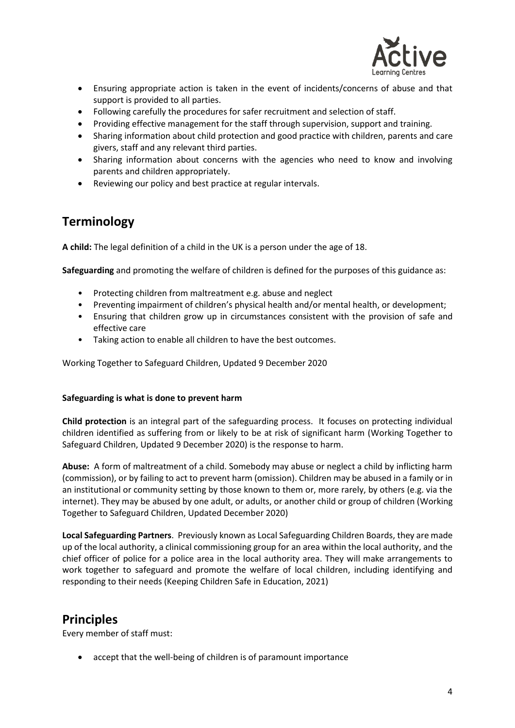- Ensuring appropriate action is taken in the event of incidents/concerns of abuse and that support is provided to all parties.
- Following carefully the procedures for safer recruitment and selection of staff.
- Providing effective management for the staff through supervision, support and training.
- Sharing information about child protection and good practice with children, parents and care givers, staff and any relevant third parties.
- Sharing information about concerns with the agencies who need to know and involving parents and children appropriately.
- Reviewing our policy and best practice at regular intervals.

## Terminology

**A child:** The legal definition of a child in the UK is a person under the age of 18.

**Safeguarding** and promoting the welfare of children is defined for the purposes of this guidance as:

- Protecting children from maltreatment e.g. abuse and neglect
- Preventing impairment of children's physical health and/or mental health, or development;
- Ensuring that children grow up in circumstances consistent with the provision of safe and effective care
- Taking action to enable all children to have the best outcomes.

Working Together to Safeguard Children, Updated 9 December 2020

**Safeguarding is what is done to prevent harm**

**Child protection** is an integral part of the safeguarding process. It focuses on protecting individual children identified as suffering from or likely to be at risk of significant harm (Working Together to Safeguard Children, Updated 9 December 2020) is the response to harm.

**Abuse:** A form of maltreatment of a child. Somebody may abuse or neglect a child by inflicting harm (commission), or by failing to act to prevent harm (omission). Children may be abused in a family or in an institutional or community setting by those known to them or, more rarely, by others (e.g. via the internet). They may be abused by one adult, or adults, or another child or group of children (Working Together to Safeguard Children, Updated December 2020)

**Local Safeguarding Partners**. Previously known as Local Safeguarding Children Boards, they are made up of the local authority, a clinical commissioning group for an area within the local authority, and the chief officer of police for a police area in the local authority area. They will make arrangements to work together to safeguard and promote the welfare of local children, including identifying and responding to their needs (Keeping Children Safe in Education, 2021)

## Principles

Every member of staff must:

- accept that the well-being of children is of paramount importance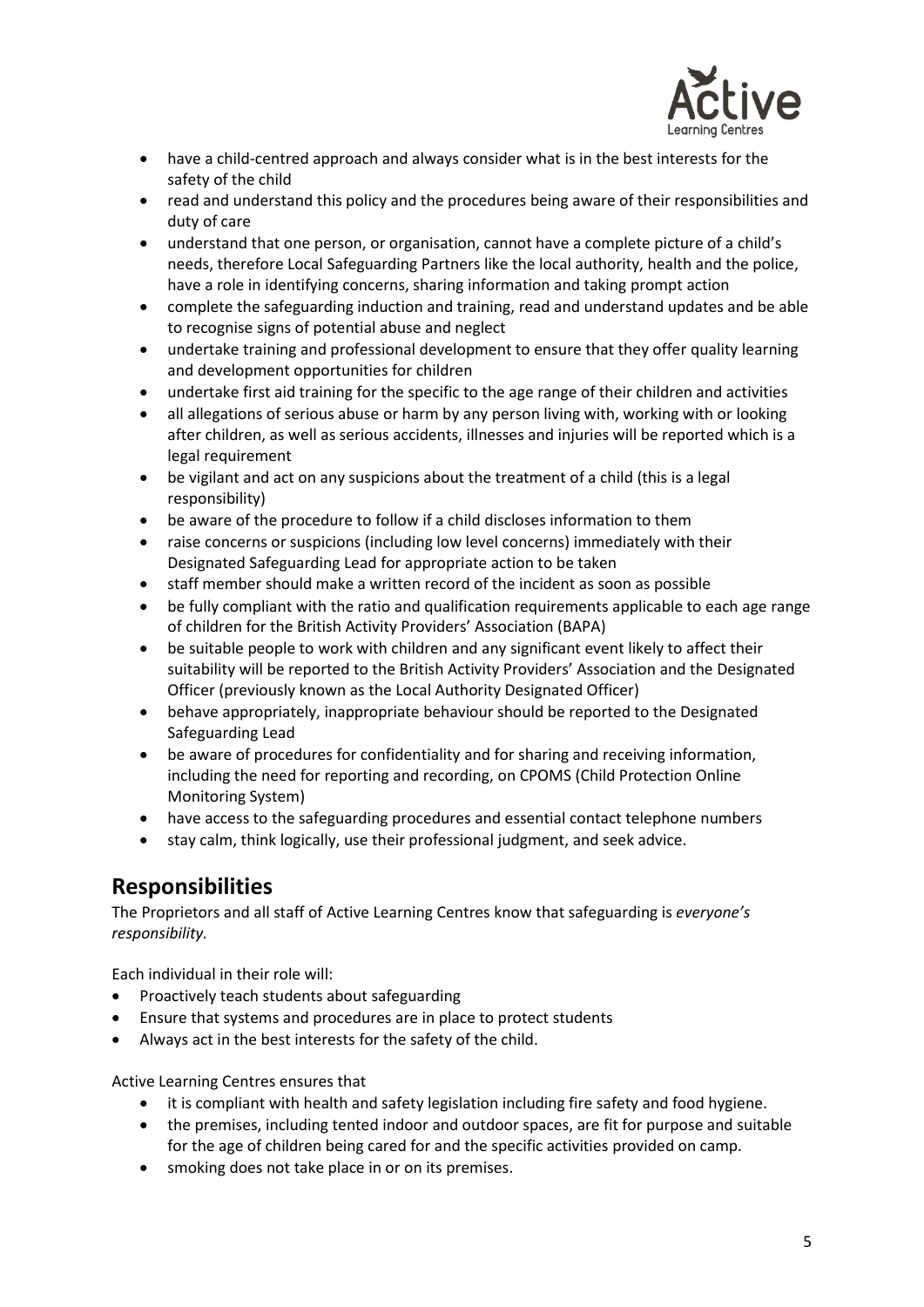- have a child-centred approach and always consider what is in the best interests for the safety of the child
- read and understand this policy and the procedures being aware of their responsibilities and duty of care
- understand that one person, or organisation, cannot have a complete picture of a child's needs, therefore Local Safeguarding Partners like the local authority, health and the police, have a role in identifying concerns, sharing information and taking prompt action
- complete the safeguarding induction and training, read and understand updates and be able to recognise signs of potential abuse and neglect
- undertake training and professional development to ensure that they offer quality learning and development opportunities for children
- undertake first aid training for the specific to the age range of their children and activities
- all allegations of serious abuse or harm by any person living with, working with or looking after children, as well as serious accidents, illnesses and injuries will be reported which is a legal requirement
- be vigilant and act on any suspicions about the treatment of a child (this is a legal responsibility)
- be aware of the procedure to follow if a child discloses information to them
- raise concerns or suspicions (including low level concerns) immediately with their Designated Safeguarding Lead for appropriate action to be taken
- staff member should make a written record of the incident as soon as possible
- be fully compliant with the ratio and qualification requirements applicable to each age range of children for the British Activity Providers' Association (BAPA)
- be suitable people to work with children and any significant event likely to affect their suitability will be reported to the British Activity Providers' Association and the Designated Officer (previously known as the Local Authority Designated Officer)
- behave appropriately, inappropriate behaviour should be reported to the Designated Safeguarding Lead
- be aware of procedures for confidentiality and for sharing and receiving information, including the need for reporting and recording, on CPOMS (Child Protection Online Monitoring System)
- have access to the safeguarding procedures and essential contact telephone numbers
- stay calm, think logically, use their professional judgment, and seek advice.

## Responsibilities

The Proprietors and all staff of Active Learning Centres know that safeguarding is *everyone's responsibility.*

Each individual in their role will:

- Proactively teach students about safeguarding
- Ensure that systems and procedures are in place to protect students
- Always act in the best interests for the safety of the child.

Active Learning Centres ensures that

- it is compliant with health and safety legislation including fire safety and food hygiene.
- the premises, including tented indoor and outdoor spaces, are fit for purpose and suitable for the age of children being cared for and the specific activities provided on camp.
- smoking does not take place in or on its premises.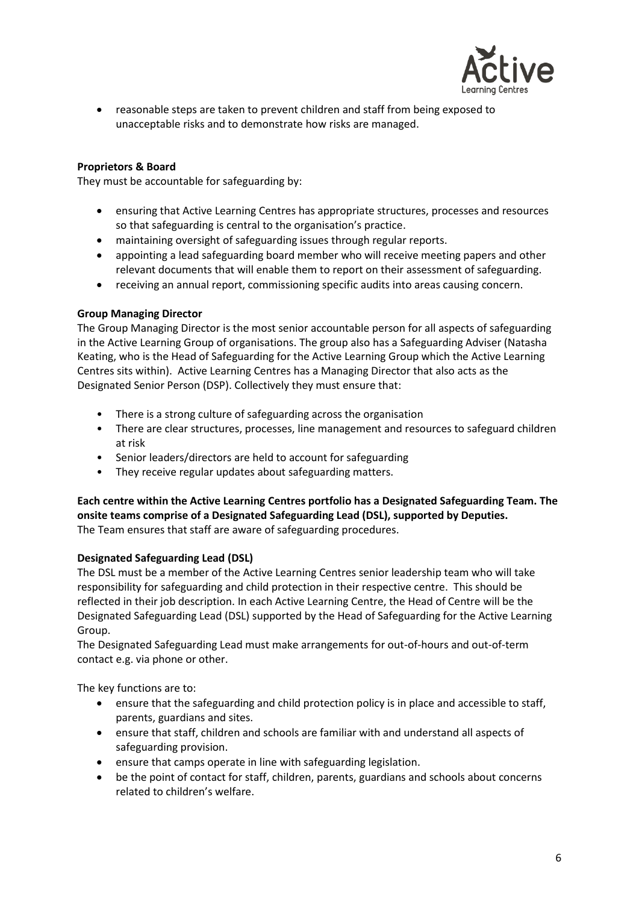- reasonable steps are taken to prevent children and staff from being exposed to unacceptable risks and to demonstrate how risks are managed.

**Proprietors & Board**

They must be accountable for safeguarding by:

- ensuring that Active Learning Centres has appropriate structures, processes and resources so that safeguarding is central to the organisation's practice.
- maintaining oversight of safeguarding issues through regular reports.
- appointing a lead safeguarding board member who will receive meeting papers and other relevant documents that will enable them to report on their assessment of safeguarding.
- receiving an annual report, commissioning specific audits into areas causing concern.

**Group Managing Director**

The Group Managing Director is the most senior accountable person for all aspects of safeguarding in the Active Learning Group of organisations. The group also has a Safeguarding Adviser (Natasha Keating, who is the Head of Safeguarding for the Active Learning Group which the Active Learning Centres sits within). Active Learning Centres has a Managing Director that also acts as the Designated Senior Person (DSP). Collectively they must ensure that:

- There is a strong culture of safeguarding across the organisation
- There are clear structures, processes, line management and resources to safeguard children at risk
- Senior leaders/directors are held to account for safeguarding
- They receive regular updates about safeguarding matters.

**Each centre within the Active Learning Centres portfolio has a Designated Safeguarding Team. The onsite teams comprise of a Designated Safeguarding Lead (DSL), supported by Deputies.**
The Team ensures that staff are aware of safeguarding procedures.

**Designated Safeguarding Lead (DSL)**

The DSL must be a member of the Active Learning Centres senior leadership team who will take responsibility for safeguarding and child protection in their respective centre. This should be reflected in their job description. In each Active Learning Centre, the Head of Centre will be the Designated Safeguarding Lead (DSL) supported by the Head of Safeguarding for the Active Learning Group.

The Designated Safeguarding Lead must make arrangements for out-of-hours and out-of-term contact e.g. via phone or other.

The key functions are to:

- ensure that the safeguarding and child protection policy is in place and accessible to staff, parents, guardians and sites.
- ensure that staff, children and schools are familiar with and understand all aspects of safeguarding provision.
- ensure that camps operate in line with safeguarding legislation.
- be the point of contact for staff, children, parents, guardians and schools about concerns related to children's welfare.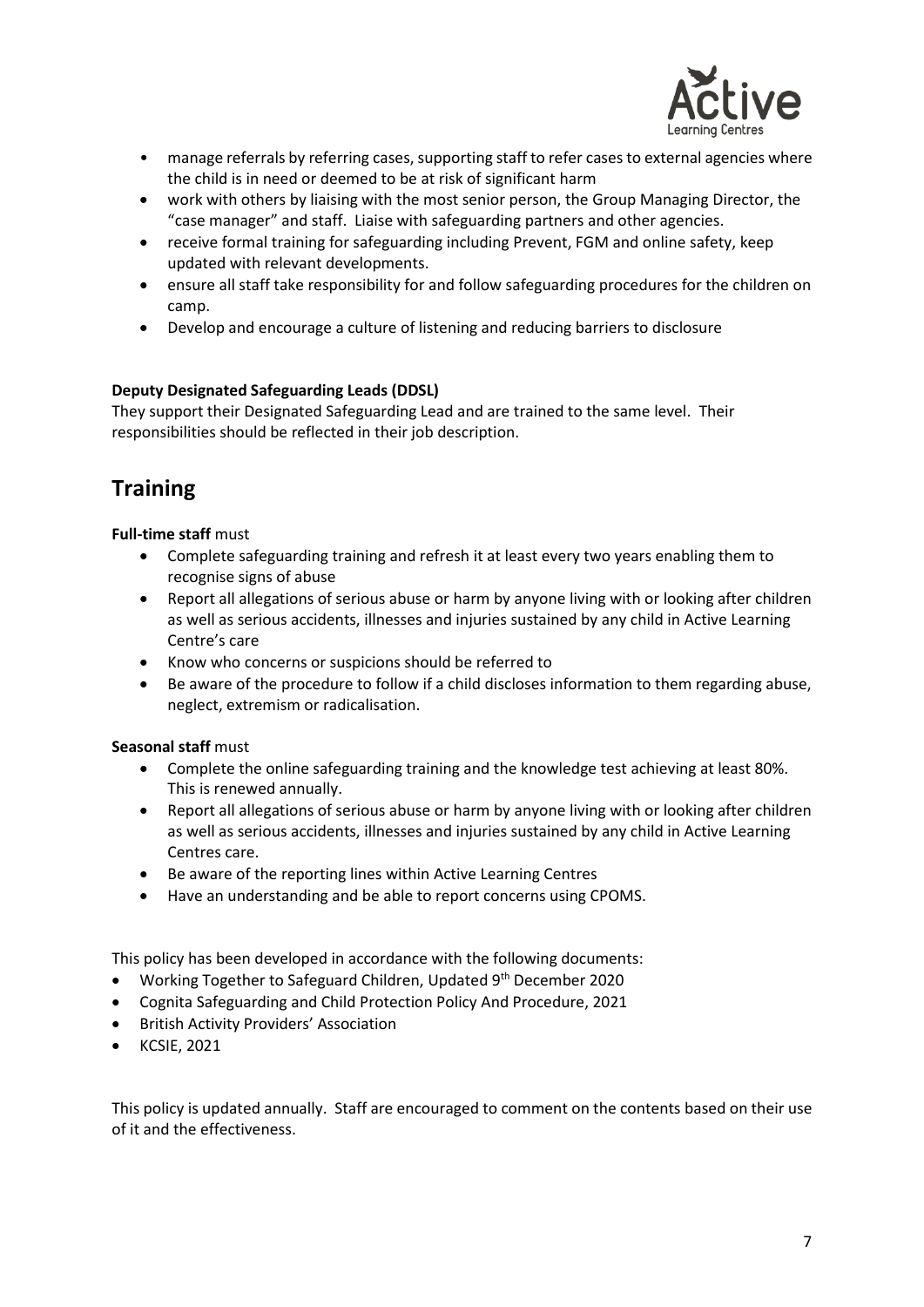- manage referrals by referring cases, supporting staff to refer cases to external agencies where the child is in need or deemed to be at risk of significant harm
- work with others by liaising with the most senior person, the Group Managing Director, the "case manager" and staff. Liaise with safeguarding partners and other agencies.
- receive formal training for safeguarding including Prevent, FGM and online safety, keep updated with relevant developments.
- ensure all staff take responsibility for and follow safeguarding procedures for the children on camp.
- Develop and encourage a culture of listening and reducing barriers to disclosure

**Deputy Designated Safeguarding Leads (DDSL)**

They support their Designated Safeguarding Lead and are trained to the same level. Their responsibilities should be reflected in their job description.

## Training

**Full-time staff** must

- Complete safeguarding training and refresh it at least every two years enabling them to recognise signs of abuse
- Report all allegations of serious abuse or harm by anyone living with or looking after children as well as serious accidents, illnesses and injuries sustained by any child in Active Learning Centre's care
- Know who concerns or suspicions should be referred to
- Be aware of the procedure to follow if a child discloses information to them regarding abuse, neglect, extremism or radicalisation.

**Seasonal staff** must

- Complete the online safeguarding training and the knowledge test achieving at least 80%. This is renewed annually.
- Report all allegations of serious abuse or harm by anyone living with or looking after children as well as serious accidents, illnesses and injuries sustained by any child in Active Learning Centres care.
- Be aware of the reporting lines within Active Learning Centres
- Have an understanding and be able to report concerns using CPOMS.

This policy has been developed in accordance with the following documents:

- Working Together to Safeguard Children, Updated 9th December 2020
- Cognita Safeguarding and Child Protection Policy And Procedure, 2021
- British Activity Providers' Association
- KCSIE, 2021

This policy is updated annually. Staff are encouraged to comment on the contents based on their use of it and the effectiveness.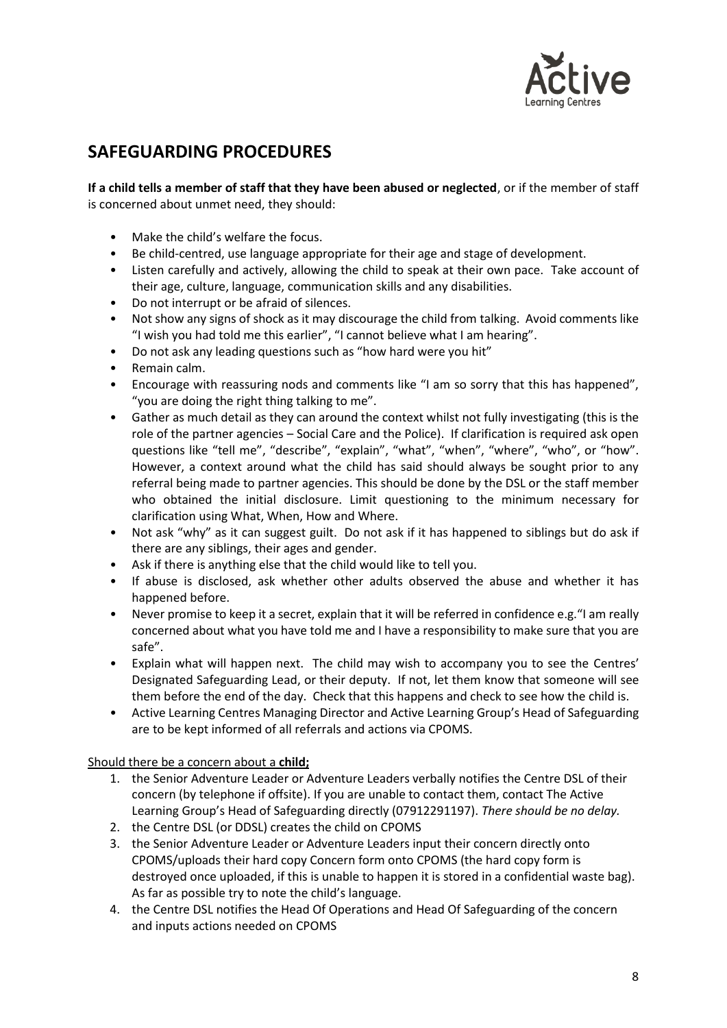## SAFEGUARDING PROCEDURES

**If a child tells a member of staff that they have been abused or neglected**, or if the member of staff is concerned about unmet need, they should:

- Make the child's welfare the focus.
- Be child-centred, use language appropriate for their age and stage of development.
- Listen carefully and actively, allowing the child to speak at their own pace. Take account of their age, culture, language, communication skills and any disabilities.
- Do not interrupt or be afraid of silences.
- Not show any signs of shock as it may discourage the child from talking. Avoid comments like "I wish you had told me this earlier", "I cannot believe what I am hearing".
- Do not ask any leading questions such as "how hard were you hit"
- Remain calm.
- Encourage with reassuring nods and comments like "I am so sorry that this has happened", "you are doing the right thing talking to me".
- Gather as much detail as they can around the context whilst not fully investigating (this is the role of the partner agencies – Social Care and the Police). If clarification is required ask open questions like "tell me", "describe", "explain", "what", "when", "where", "who", or "how". However, a context around what the child has said should always be sought prior to any referral being made to partner agencies. This should be done by the DSL or the staff member who obtained the initial disclosure. Limit questioning to the minimum necessary for clarification using What, When, How and Where.
- Not ask "why" as it can suggest guilt. Do not ask if it has happened to siblings but do ask if there are any siblings, their ages and gender.
- Ask if there is anything else that the child would like to tell you.
- If abuse is disclosed, ask whether other adults observed the abuse and whether it has happened before.
- Never promise to keep it a secret, explain that it will be referred in confidence e.g."I am really concerned about what you have told me and I have a responsibility to make sure that you are safe".
- Explain what will happen next. The child may wish to accompany you to see the Centres' Designated Safeguarding Lead, or their deputy. If not, let them know that someone will see them before the end of the day. Check that this happens and check to see how the child is.
- Active Learning Centres Managing Director and Active Learning Group's Head of Safeguarding are to be kept informed of all referrals and actions via CPOMS.

<u>Should there be a concern about a **child;**</u>

1. the Senior Adventure Leader or Adventure Leaders verbally notifies the Centre DSL of their concern (by telephone if offsite). If you are unable to contact them, contact The Active Learning Group's Head of Safeguarding directly (07912291197). *There should be no delay.*
2. the Centre DSL (or DDSL) creates the child on CPOMS
3. the Senior Adventure Leader or Adventure Leaders input their concern directly onto CPOMS/uploads their hard copy Concern form onto CPOMS (the hard copy form is destroyed once uploaded, if this is unable to happen it is stored in a confidential waste bag). As far as possible try to note the child's language.
4. the Centre DSL notifies the Head Of Operations and Head Of Safeguarding of the concern and inputs actions needed on CPOMS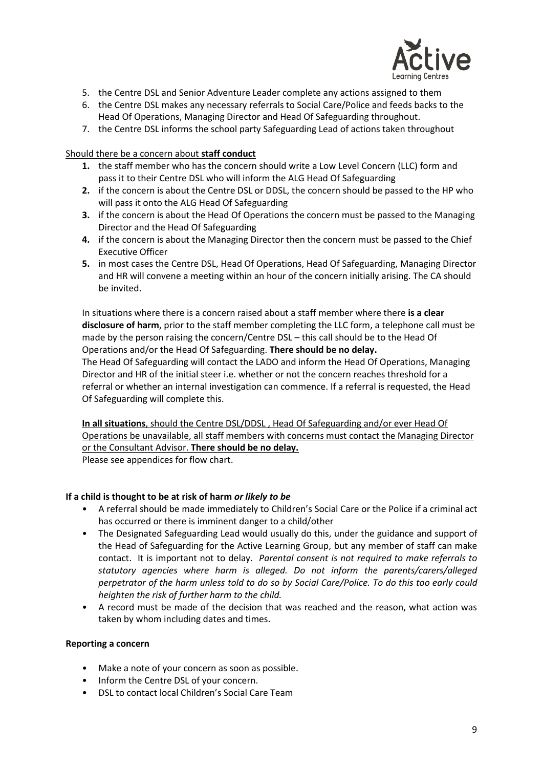5. the Centre DSL and Senior Adventure Leader complete any actions assigned to them
6. the Centre DSL makes any necessary referrals to Social Care/Police and feeds backs to the Head Of Operations, Managing Director and Head Of Safeguarding throughout.
7. the Centre DSL informs the school party Safeguarding Lead of actions taken throughout

<u>Should there be a concern about **staff conduct**</u>

1. the staff member who has the concern should write a Low Level Concern (LLC) form and pass it to their Centre DSL who will inform the ALG Head Of Safeguarding
2. if the concern is about the Centre DSL or DDSL, the concern should be passed to the HP who will pass it onto the ALG Head Of Safeguarding
3. if the concern is about the Head Of Operations the concern must be passed to the Managing Director and the Head Of Safeguarding
4. if the concern is about the Managing Director then the concern must be passed to the Chief Executive Officer
5. in most cases the Centre DSL, Head Of Operations, Head Of Safeguarding, Managing Director and HR will convene a meeting within an hour of the concern initially arising. The CA should be invited.

In situations where there is a concern raised about a staff member where there **is a clear disclosure of harm**, prior to the staff member completing the LLC form, a telephone call must be made by the person raising the concern/Centre DSL – this call should be to the Head Of Operations and/or the Head Of Safeguarding. **There should be no delay.**
The Head Of Safeguarding will contact the LADO and inform the Head Of Operations, Managing Director and HR of the initial steer i.e. whether or not the concern reaches threshold for a referral or whether an internal investigation can commence. If a referral is requested, the Head Of Safeguarding will complete this.

<u>**In all situations**, should the Centre DSL/DDSL , Head Of Safeguarding and/or ever Head Of Operations be unavailable, all staff members with concerns must contact the Managing Director or the Consultant Advisor. **There should be no delay.**</u>
Please see appendices for flow chart.

**If a child is thought to be at risk of harm *or likely to be***

- A referral should be made immediately to Children's Social Care or the Police if a criminal act has occurred or there is imminent danger to a child/other
- The Designated Safeguarding Lead would usually do this, under the guidance and support of the Head of Safeguarding for the Active Learning Group, but any member of staff can make contact. It is important not to delay. *Parental consent is not required to make referrals to statutory agencies where harm is alleged. Do not inform the parents/carers/alleged perpetrator of the harm unless told to do so by Social Care/Police. To do this too early could heighten the risk of further harm to the child.*
- A record must be made of the decision that was reached and the reason, what action was taken by whom including dates and times.

**Reporting a concern**

- Make a note of your concern as soon as possible.
- Inform the Centre DSL of your concern.
- DSL to contact local Children's Social Care Team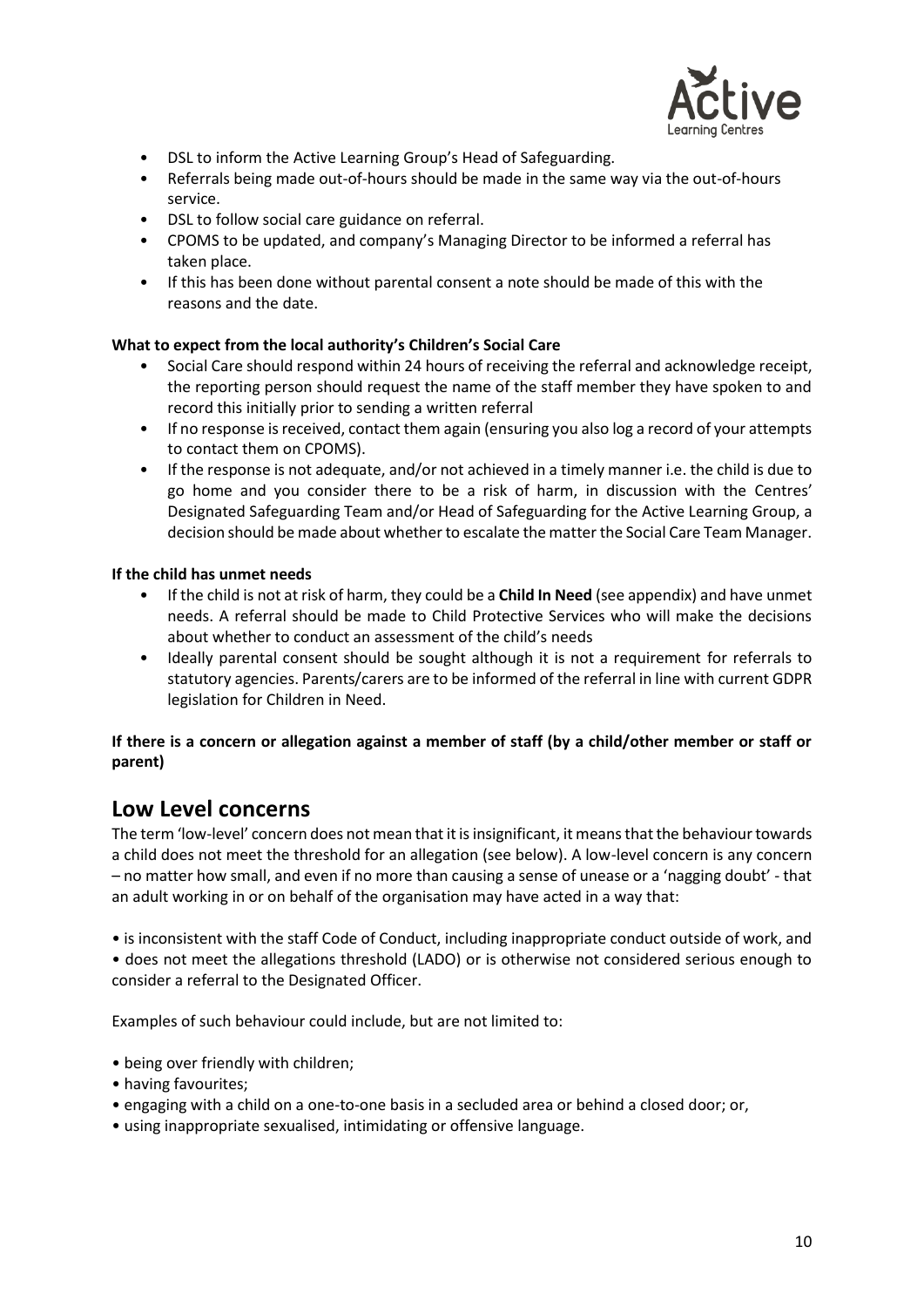- DSL to inform the Active Learning Group's Head of Safeguarding.
- Referrals being made out-of-hours should be made in the same way via the out-of-hours service.
- DSL to follow social care guidance on referral.
- CPOMS to be updated, and company's Managing Director to be informed a referral has taken place.
- If this has been done without parental consent a note should be made of this with the reasons and the date.

**What to expect from the local authority's Children's Social Care**

- Social Care should respond within 24 hours of receiving the referral and acknowledge receipt, the reporting person should request the name of the staff member they have spoken to and record this initially prior to sending a written referral
- If no response is received, contact them again (ensuring you also log a record of your attempts to contact them on CPOMS).
- If the response is not adequate, and/or not achieved in a timely manner i.e. the child is due to go home and you consider there to be a risk of harm, in discussion with the Centres' Designated Safeguarding Team and/or Head of Safeguarding for the Active Learning Group, a decision should be made about whether to escalate the matter the Social Care Team Manager.

**If the child has unmet needs**

- If the child is not at risk of harm, they could be a **Child In Need** (see appendix) and have unmet needs. A referral should be made to Child Protective Services who will make the decisions about whether to conduct an assessment of the child's needs
- Ideally parental consent should be sought although it is not a requirement for referrals to statutory agencies. Parents/carers are to be informed of the referral in line with current GDPR legislation for Children in Need.

**If there is a concern or allegation against a member of staff (by a child/other member or staff or parent)**

## Low Level concerns

The term 'low-level' concern does not mean that it is insignificant, it means that the behaviour towards a child does not meet the threshold for an allegation (see below). A low-level concern is any concern – no matter how small, and even if no more than causing a sense of unease or a 'nagging doubt' - that an adult working in or on behalf of the organisation may have acted in a way that:

- is inconsistent with the staff Code of Conduct, including inappropriate conduct outside of work, and
- does not meet the allegations threshold (LADO) or is otherwise not considered serious enough to consider a referral to the Designated Officer.

Examples of such behaviour could include, but are not limited to:

- being over friendly with children;
- having favourites;
- engaging with a child on a one-to-one basis in a secluded area or behind a closed door; or,
- using inappropriate sexualised, intimidating or offensive language.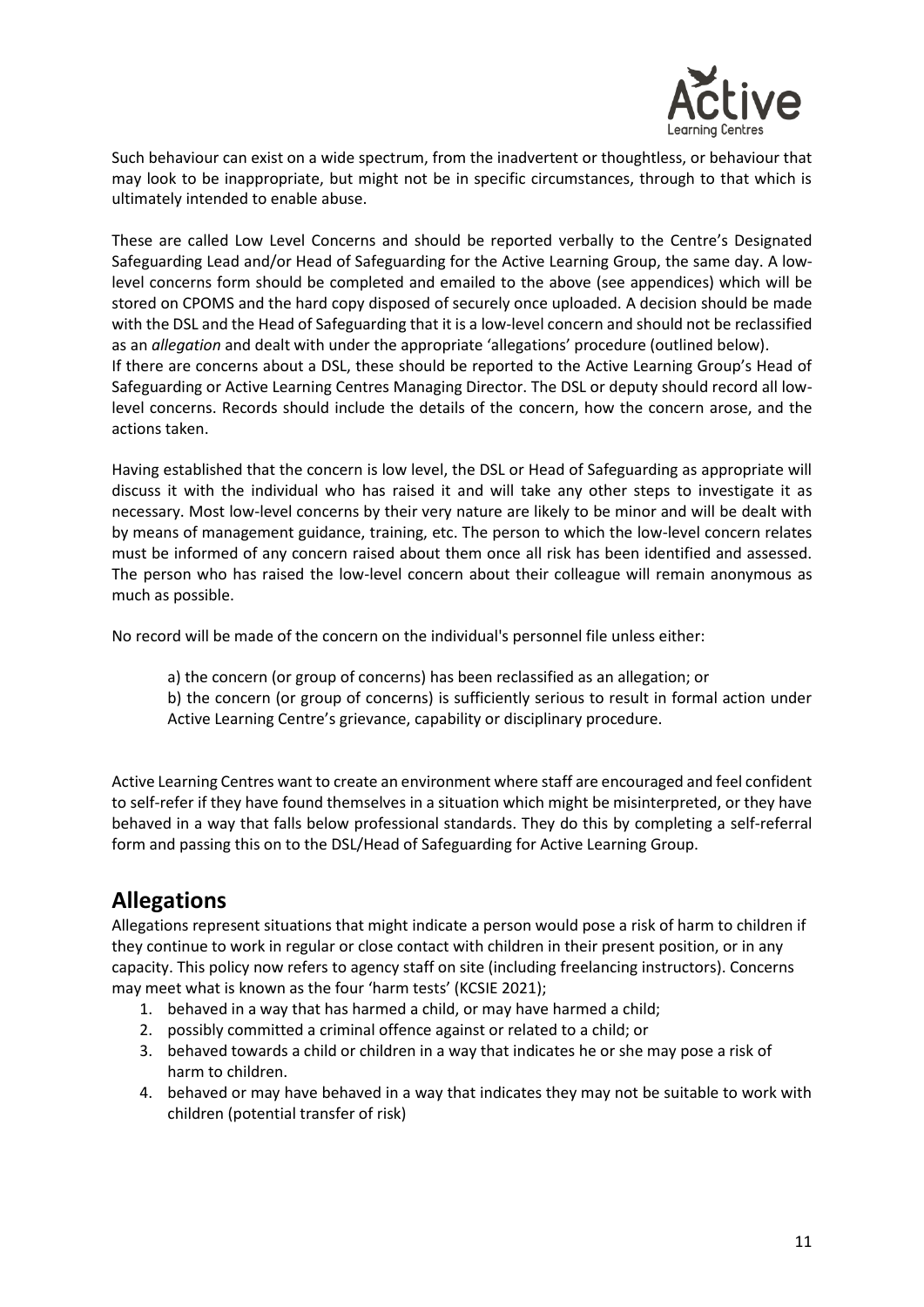Such behaviour can exist on a wide spectrum, from the inadvertent or thoughtless, or behaviour that may look to be inappropriate, but might not be in specific circumstances, through to that which is ultimately intended to enable abuse.

These are called Low Level Concerns and should be reported verbally to the Centre's Designated Safeguarding Lead and/or Head of Safeguarding for the Active Learning Group, the same day. A low-level concerns form should be completed and emailed to the above (see appendices) which will be stored on CPOMS and the hard copy disposed of securely once uploaded. A decision should be made with the DSL and the Head of Safeguarding that it is a low-level concern and should not be reclassified as an *allegation* and dealt with under the appropriate 'allegations' procedure (outlined below).
If there are concerns about a DSL, these should be reported to the Active Learning Group's Head of Safeguarding or Active Learning Centres Managing Director. The DSL or deputy should record all low-level concerns. Records should include the details of the concern, how the concern arose, and the actions taken.

Having established that the concern is low level, the DSL or Head of Safeguarding as appropriate will discuss it with the individual who has raised it and will take any other steps to investigate it as necessary. Most low-level concerns by their very nature are likely to be minor and will be dealt with by means of management guidance, training, etc. The person to which the low-level concern relates must be informed of any concern raised about them once all risk has been identified and assessed. The person who has raised the low-level concern about their colleague will remain anonymous as much as possible.

No record will be made of the concern on the individual's personnel file unless either:

a) the concern (or group of concerns) has been reclassified as an allegation; or
b) the concern (or group of concerns) is sufficiently serious to result in formal action under Active Learning Centre's grievance, capability or disciplinary procedure.

Active Learning Centres want to create an environment where staff are encouraged and feel confident to self-refer if they have found themselves in a situation which might be misinterpreted, or they have behaved in a way that falls below professional standards. They do this by completing a self-referral form and passing this on to the DSL/Head of Safeguarding for Active Learning Group.

## Allegations

Allegations represent situations that might indicate a person would pose a risk of harm to children if they continue to work in regular or close contact with children in their present position, or in any capacity. This policy now refers to agency staff on site (including freelancing instructors). Concerns may meet what is known as the four 'harm tests' (KCSIE 2021);

1. behaved in a way that has harmed a child, or may have harmed a child;
2. possibly committed a criminal offence against or related to a child; or
3. behaved towards a child or children in a way that indicates he or she may pose a risk of harm to children.
4. behaved or may have behaved in a way that indicates they may not be suitable to work with children (potential transfer of risk)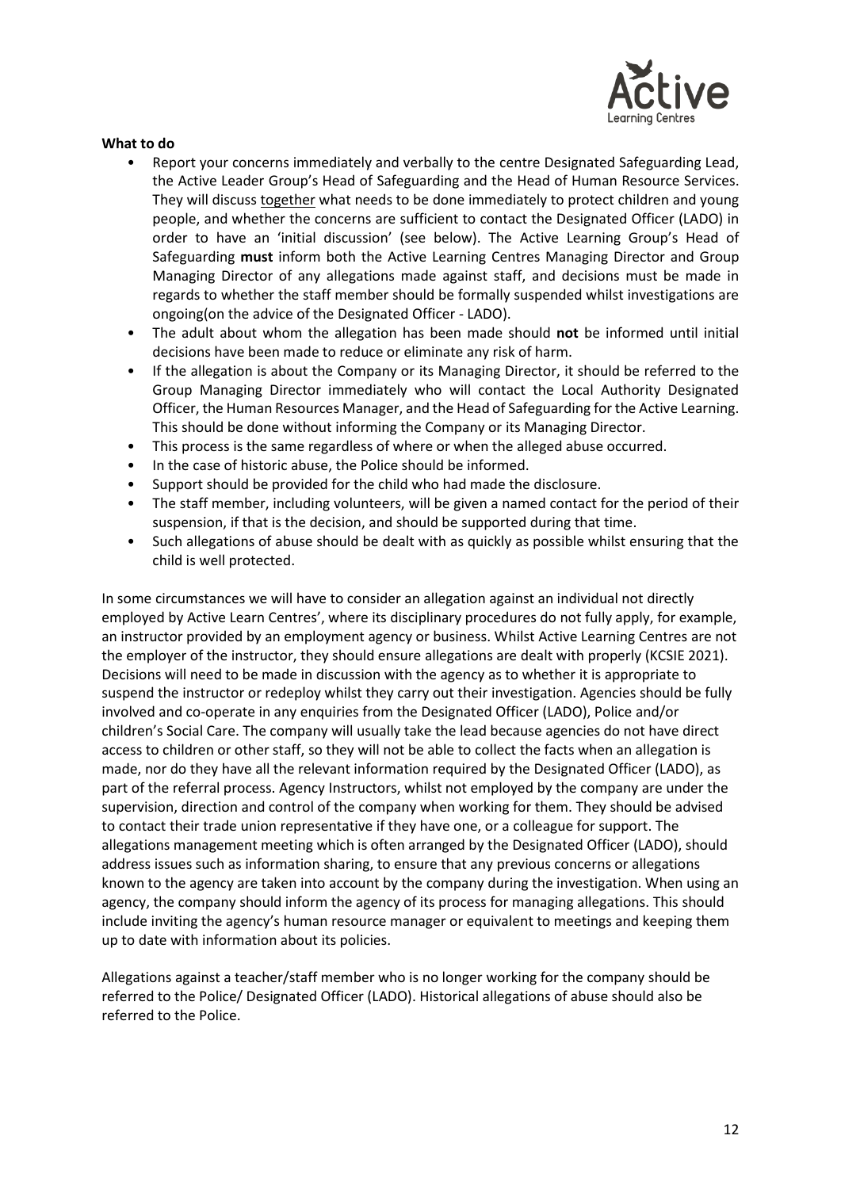**What to do**

- Report your concerns immediately and verbally to the centre Designated Safeguarding Lead, the Active Leader Group's Head of Safeguarding and the Head of Human Resource Services. They will discuss together what needs to be done immediately to protect children and young people, and whether the concerns are sufficient to contact the Designated Officer (LADO) in order to have an 'initial discussion' (see below). The Active Learning Group's Head of Safeguarding **must** inform both the Active Learning Centres Managing Director and Group Managing Director of any allegations made against staff, and decisions must be made in regards to whether the staff member should be formally suspended whilst investigations are ongoing(on the advice of the Designated Officer - LADO).
- The adult about whom the allegation has been made should **not** be informed until initial decisions have been made to reduce or eliminate any risk of harm.
- If the allegation is about the Company or its Managing Director, it should be referred to the Group Managing Director immediately who will contact the Local Authority Designated Officer, the Human Resources Manager, and the Head of Safeguarding for the Active Learning. This should be done without informing the Company or its Managing Director.
- This process is the same regardless of where or when the alleged abuse occurred.
- In the case of historic abuse, the Police should be informed.
- Support should be provided for the child who had made the disclosure.
- The staff member, including volunteers, will be given a named contact for the period of their suspension, if that is the decision, and should be supported during that time.
- Such allegations of abuse should be dealt with as quickly as possible whilst ensuring that the child is well protected.

In some circumstances we will have to consider an allegation against an individual not directly employed by Active Learn Centres', where its disciplinary procedures do not fully apply, for example, an instructor provided by an employment agency or business. Whilst Active Learning Centres are not the employer of the instructor, they should ensure allegations are dealt with properly (KCSIE 2021). Decisions will need to be made in discussion with the agency as to whether it is appropriate to suspend the instructor or redeploy whilst they carry out their investigation. Agencies should be fully involved and co-operate in any enquiries from the Designated Officer (LADO), Police and/or children's Social Care. The company will usually take the lead because agencies do not have direct access to children or other staff, so they will not be able to collect the facts when an allegation is made, nor do they have all the relevant information required by the Designated Officer (LADO), as part of the referral process. Agency Instructors, whilst not employed by the company are under the supervision, direction and control of the company when working for them. They should be advised to contact their trade union representative if they have one, or a colleague for support. The allegations management meeting which is often arranged by the Designated Officer (LADO), should address issues such as information sharing, to ensure that any previous concerns or allegations known to the agency are taken into account by the company during the investigation. When using an agency, the company should inform the agency of its process for managing allegations. This should include inviting the agency's human resource manager or equivalent to meetings and keeping them up to date with information about its policies.

Allegations against a teacher/staff member who is no longer working for the company should be referred to the Police/ Designated Officer (LADO). Historical allegations of abuse should also be referred to the Police.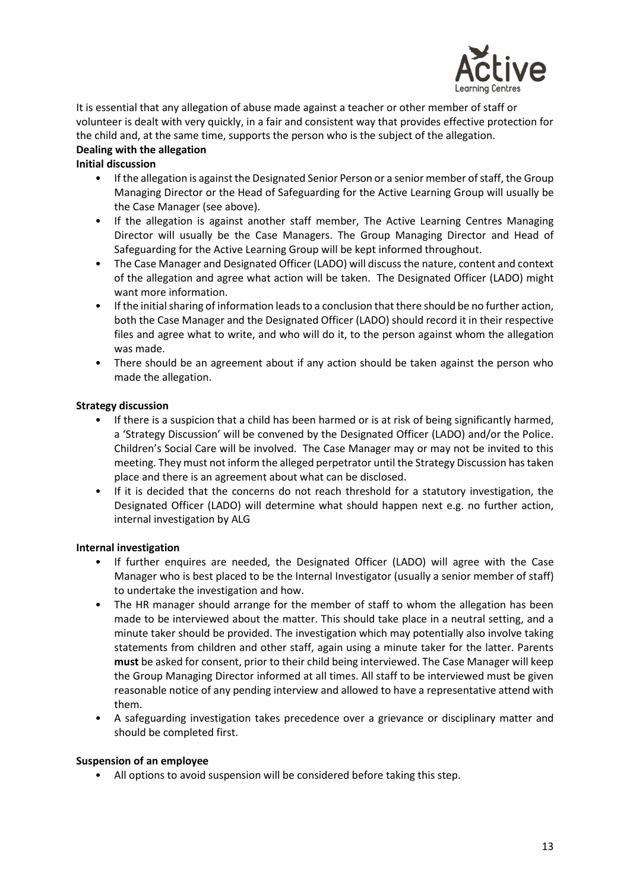It is essential that any allegation of abuse made against a teacher or other member of staff or volunteer is dealt with very quickly, in a fair and consistent way that provides effective protection for the child and, at the same time, supports the person who is the subject of the allegation.

**Dealing with the allegation**

**Initial discussion**

- If the allegation is against the Designated Senior Person or a senior member of staff, the Group Managing Director or the Head of Safeguarding for the Active Learning Group will usually be the Case Manager (see above).
- If the allegation is against another staff member, The Active Learning Centres Managing Director will usually be the Case Managers. The Group Managing Director and Head of Safeguarding for the Active Learning Group will be kept informed throughout.
- The Case Manager and Designated Officer (LADO) will discuss the nature, content and context of the allegation and agree what action will be taken. The Designated Officer (LADO) might want more information.
- If the initial sharing of information leads to a conclusion that there should be no further action, both the Case Manager and the Designated Officer (LADO) should record it in their respective files and agree what to write, and who will do it, to the person against whom the allegation was made.
- There should be an agreement about if any action should be taken against the person who made the allegation.

**Strategy discussion**

- If there is a suspicion that a child has been harmed or is at risk of being significantly harmed, a 'Strategy Discussion' will be convened by the Designated Officer (LADO) and/or the Police. Children's Social Care will be involved. The Case Manager may or may not be invited to this meeting. They must not inform the alleged perpetrator until the Strategy Discussion has taken place and there is an agreement about what can be disclosed.
- If it is decided that the concerns do not reach threshold for a statutory investigation, the Designated Officer (LADO) will determine what should happen next e.g. no further action, internal investigation by ALG

**Internal investigation**

- If further enquires are needed, the Designated Officer (LADO) will agree with the Case Manager who is best placed to be the Internal Investigator (usually a senior member of staff) to undertake the investigation and how.
- The HR manager should arrange for the member of staff to whom the allegation has been made to be interviewed about the matter. This should take place in a neutral setting, and a minute taker should be provided. The investigation which may potentially also involve taking statements from children and other staff, again using a minute taker for the latter. Parents **must** be asked for consent, prior to their child being interviewed. The Case Manager will keep the Group Managing Director informed at all times. All staff to be interviewed must be given reasonable notice of any pending interview and allowed to have a representative attend with them.
- A safeguarding investigation takes precedence over a grievance or disciplinary matter and should be completed first.

**Suspension of an employee**

- All options to avoid suspension will be considered before taking this step.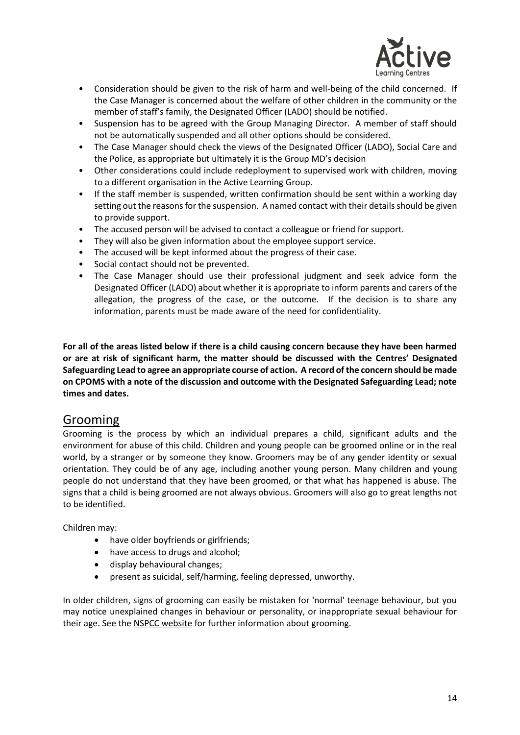- Consideration should be given to the risk of harm and well-being of the child concerned. If the Case Manager is concerned about the welfare of other children in the community or the member of staff's family, the Designated Officer (LADO) should be notified.
- Suspension has to be agreed with the Group Managing Director. A member of staff should not be automatically suspended and all other options should be considered.
- The Case Manager should check the views of the Designated Officer (LADO), Social Care and the Police, as appropriate but ultimately it is the Group MD's decision
- Other considerations could include redeployment to supervised work with children, moving to a different organisation in the Active Learning Group.
- If the staff member is suspended, written confirmation should be sent within a working day setting out the reasons for the suspension. A named contact with their details should be given to provide support.
- The accused person will be advised to contact a colleague or friend for support.
- They will also be given information about the employee support service.
- The accused will be kept informed about the progress of their case.
- Social contact should not be prevented.
- The Case Manager should use their professional judgment and seek advice form the Designated Officer (LADO) about whether it is appropriate to inform parents and carers of the allegation, the progress of the case, or the outcome. If the decision is to share any information, parents must be made aware of the need for confidentiality.

**For all of the areas listed below if there is a child causing concern because they have been harmed or are at risk of significant harm, the matter should be discussed with the Centres' Designated Safeguarding Lead to agree an appropriate course of action. A record of the concern should be made on CPOMS with a note of the discussion and outcome with the Designated Safeguarding Lead; note times and dates.**

## Grooming

Grooming is the process by which an individual prepares a child, significant adults and the environment for abuse of this child. Children and young people can be groomed online or in the real world, by a stranger or by someone they know. Groomers may be of any gender identity or sexual orientation. They could be of any age, including another young person. Many children and young people do not understand that they have been groomed, or that what has happened is abuse. The signs that a child is being groomed are not always obvious. Groomers will also go to great lengths not to be identified.

Children may:

- have older boyfriends or girlfriends;
- have access to drugs and alcohol;
- display behavioural changes;
- present as suicidal, self/harming, feeling depressed, unworthy.

In older children, signs of grooming can easily be mistaken for 'normal' teenage behaviour, but you may notice unexplained changes in behaviour or personality, or inappropriate sexual behaviour for their age. See the NSPCC website for further information about grooming.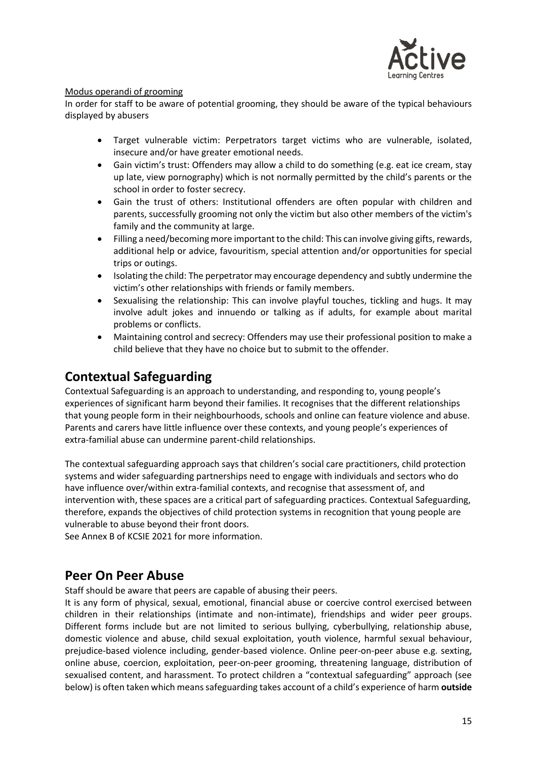Modus operandi of grooming

In order for staff to be aware of potential grooming, they should be aware of the typical behaviours displayed by abusers

- Target vulnerable victim: Perpetrators target victims who are vulnerable, isolated, insecure and/or have greater emotional needs.
- Gain victim's trust: Offenders may allow a child to do something (e.g. eat ice cream, stay up late, view pornography) which is not normally permitted by the child's parents or the school in order to foster secrecy.
- Gain the trust of others: Institutional offenders are often popular with children and parents, successfully grooming not only the victim but also other members of the victim's family and the community at large.
- Filling a need/becoming more important to the child: This can involve giving gifts, rewards, additional help or advice, favouritism, special attention and/or opportunities for special trips or outings.
- Isolating the child: The perpetrator may encourage dependency and subtly undermine the victim's other relationships with friends or family members.
- Sexualising the relationship: This can involve playful touches, tickling and hugs. It may involve adult jokes and innuendo or talking as if adults, for example about marital problems or conflicts.
- Maintaining control and secrecy: Offenders may use their professional position to make a child believe that they have no choice but to submit to the offender.

## Contextual Safeguarding

Contextual Safeguarding is an approach to understanding, and responding to, young people's experiences of significant harm beyond their families. It recognises that the different relationships that young people form in their neighbourhoods, schools and online can feature violence and abuse. Parents and carers have little influence over these contexts, and young people's experiences of extra-familial abuse can undermine parent-child relationships.

The contextual safeguarding approach says that children's social care practitioners, child protection systems and wider safeguarding partnerships need to engage with individuals and sectors who do have influence over/within extra-familial contexts, and recognise that assessment of, and intervention with, these spaces are a critical part of safeguarding practices. Contextual Safeguarding, therefore, expands the objectives of child protection systems in recognition that young people are vulnerable to abuse beyond their front doors.

See Annex B of KCSIE 2021 for more information.

## Peer On Peer Abuse

Staff should be aware that peers are capable of abusing their peers.

It is any form of physical, sexual, emotional, financial abuse or coercive control exercised between children in their relationships (intimate and non-intimate), friendships and wider peer groups. Different forms include but are not limited to serious bullying, cyberbullying, relationship abuse, domestic violence and abuse, child sexual exploitation, youth violence, harmful sexual behaviour, prejudice-based violence including, gender-based violence. Online peer-on-peer abuse e.g. sexting, online abuse, coercion, exploitation, peer-on-peer grooming, threatening language, distribution of sexualised content, and harassment. To protect children a "contextual safeguarding" approach (see below) is often taken which means safeguarding takes account of a child's experience of harm **outside**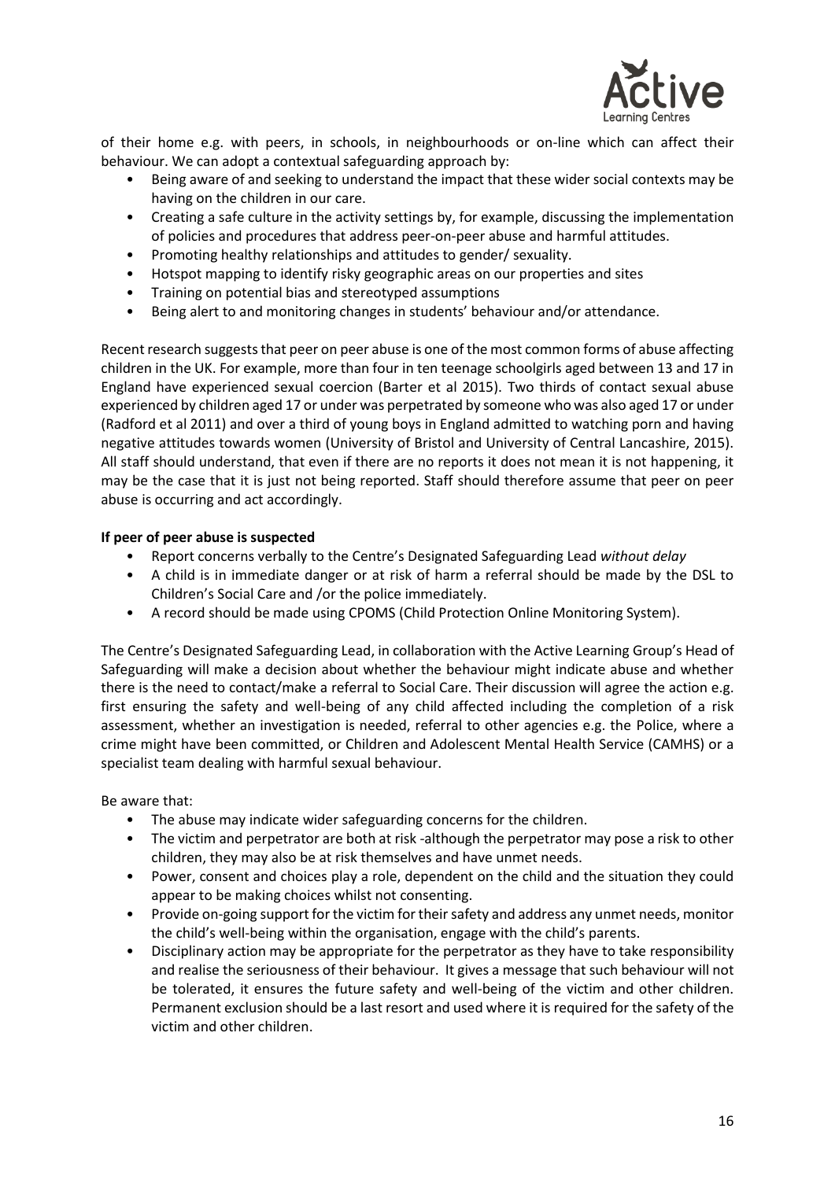of their home e.g. with peers, in schools, in neighbourhoods or on-line which can affect their behaviour. We can adopt a contextual safeguarding approach by:

- Being aware of and seeking to understand the impact that these wider social contexts may be having on the children in our care.
- Creating a safe culture in the activity settings by, for example, discussing the implementation of policies and procedures that address peer-on-peer abuse and harmful attitudes.
- Promoting healthy relationships and attitudes to gender/ sexuality.
- Hotspot mapping to identify risky geographic areas on our properties and sites
- Training on potential bias and stereotyped assumptions
- Being alert to and monitoring changes in students' behaviour and/or attendance.

Recent research suggests that peer on peer abuse is one of the most common forms of abuse affecting children in the UK. For example, more than four in ten teenage schoolgirls aged between 13 and 17 in England have experienced sexual coercion (Barter et al 2015). Two thirds of contact sexual abuse experienced by children aged 17 or under was perpetrated by someone who was also aged 17 or under (Radford et al 2011) and over a third of young boys in England admitted to watching porn and having negative attitudes towards women (University of Bristol and University of Central Lancashire, 2015). All staff should understand, that even if there are no reports it does not mean it is not happening, it may be the case that it is just not being reported. Staff should therefore assume that peer on peer abuse is occurring and act accordingly.

**If peer of peer abuse is suspected**

- Report concerns verbally to the Centre's Designated Safeguarding Lead *without delay*
- A child is in immediate danger or at risk of harm a referral should be made by the DSL to Children's Social Care and /or the police immediately.
- A record should be made using CPOMS (Child Protection Online Monitoring System).

The Centre's Designated Safeguarding Lead, in collaboration with the Active Learning Group's Head of Safeguarding will make a decision about whether the behaviour might indicate abuse and whether there is the need to contact/make a referral to Social Care. Their discussion will agree the action e.g. first ensuring the safety and well-being of any child affected including the completion of a risk assessment, whether an investigation is needed, referral to other agencies e.g. the Police, where a crime might have been committed, or Children and Adolescent Mental Health Service (CAMHS) or a specialist team dealing with harmful sexual behaviour.

Be aware that:

- The abuse may indicate wider safeguarding concerns for the children.
- The victim and perpetrator are both at risk -although the perpetrator may pose a risk to other children, they may also be at risk themselves and have unmet needs.
- Power, consent and choices play a role, dependent on the child and the situation they could appear to be making choices whilst not consenting.
- Provide on-going support for the victim for their safety and address any unmet needs, monitor the child's well-being within the organisation, engage with the child's parents.
- Disciplinary action may be appropriate for the perpetrator as they have to take responsibility and realise the seriousness of their behaviour. It gives a message that such behaviour will not be tolerated, it ensures the future safety and well-being of the victim and other children. Permanent exclusion should be a last resort and used where it is required for the safety of the victim and other children.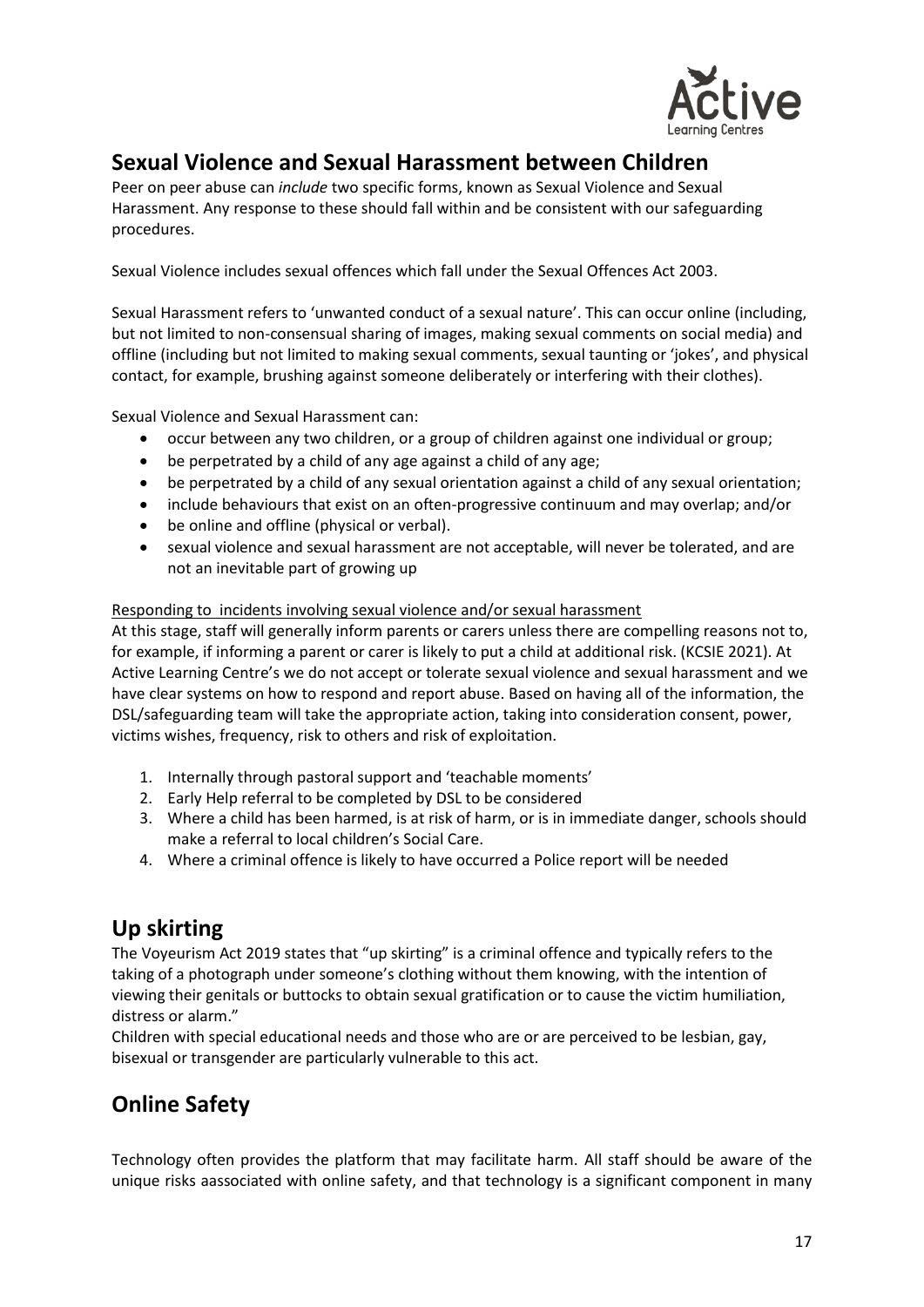## Sexual Violence and Sexual Harassment between Children

Peer on peer abuse can *include* two specific forms, known as Sexual Violence and Sexual Harassment. Any response to these should fall within and be consistent with our safeguarding procedures.

Sexual Violence includes sexual offences which fall under the Sexual Offences Act 2003.

Sexual Harassment refers to 'unwanted conduct of a sexual nature'. This can occur online (including, but not limited to non-consensual sharing of images, making sexual comments on social media) and offline (including but not limited to making sexual comments, sexual taunting or 'jokes', and physical contact, for example, brushing against someone deliberately or interfering with their clothes).

Sexual Violence and Sexual Harassment can:

- occur between any two children, or a group of children against one individual or group;
- be perpetrated by a child of any age against a child of any age;
- be perpetrated by a child of any sexual orientation against a child of any sexual orientation;
- include behaviours that exist on an often-progressive continuum and may overlap; and/or
- be online and offline (physical or verbal).
- sexual violence and sexual harassment are not acceptable, will never be tolerated, and are not an inevitable part of growing up

Responding to incidents involving sexual violence and/or sexual harassment

At this stage, staff will generally inform parents or carers unless there are compelling reasons not to, for example, if informing a parent or carer is likely to put a child at additional risk. (KCSIE 2021). At Active Learning Centre's we do not accept or tolerate sexual violence and sexual harassment and we have clear systems on how to respond and report abuse. Based on having all of the information, the DSL/safeguarding team will take the appropriate action, taking into consideration consent, power, victims wishes, frequency, risk to others and risk of exploitation.

1. Internally through pastoral support and 'teachable moments'
2. Early Help referral to be completed by DSL to be considered
3. Where a child has been harmed, is at risk of harm, or is in immediate danger, schools should make a referral to local children's Social Care.
4. Where a criminal offence is likely to have occurred a Police report will be needed

## Up skirting

The Voyeurism Act 2019 states that "up skirting" is a criminal offence and typically refers to the taking of a photograph under someone's clothing without them knowing, with the intention of viewing their genitals or buttocks to obtain sexual gratification or to cause the victim humiliation, distress or alarm."

Children with special educational needs and those who are or are perceived to be lesbian, gay, bisexual or transgender are particularly vulnerable to this act.

## Online Safety

Technology often provides the platform that may facilitate harm. All staff should be aware of the unique risks aassociated with online safety, and that technology is a significant component in many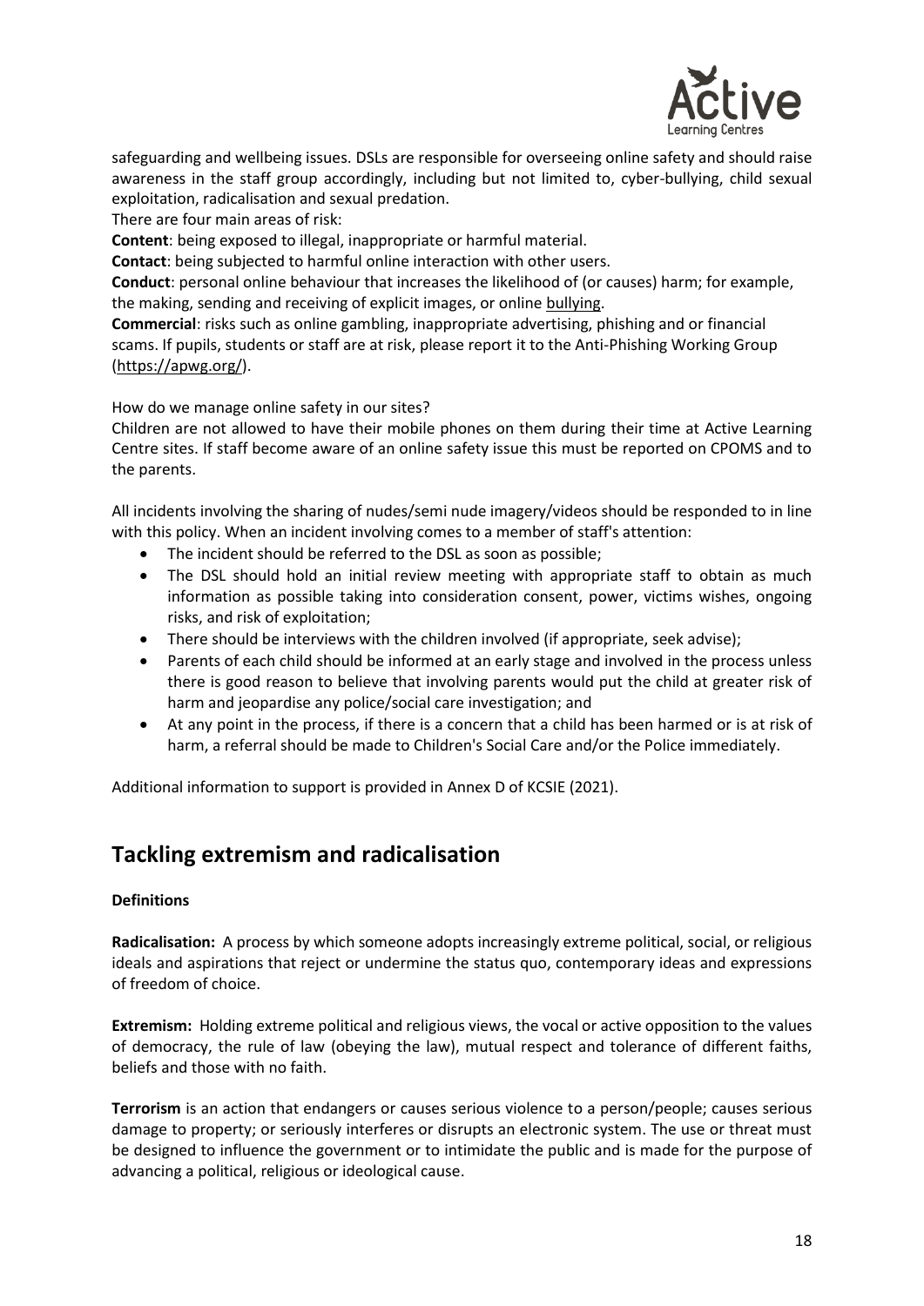safeguarding and wellbeing issues. DSLs are responsible for overseeing online safety and should raise awareness in the staff group accordingly, including but not limited to, cyber-bullying, child sexual exploitation, radicalisation and sexual predation.

There are four main areas of risk:

**Content**: being exposed to illegal, inappropriate or harmful material.

**Contact**: being subjected to harmful online interaction with other users.

**Conduct**: personal online behaviour that increases the likelihood of (or causes) harm; for example, the making, sending and receiving of explicit images, or online bullying.

**Commercial**: risks such as online gambling, inappropriate advertising, phishing and or financial scams. If pupils, students or staff are at risk, please report it to the Anti-Phishing Working Group (https://apwg.org/).

How do we manage online safety in our sites?

Children are not allowed to have their mobile phones on them during their time at Active Learning Centre sites. If staff become aware of an online safety issue this must be reported on CPOMS and to the parents.

All incidents involving the sharing of nudes/semi nude imagery/videos should be responded to in line with this policy. When an incident involving comes to a member of staff's attention:

- The incident should be referred to the DSL as soon as possible;
- The DSL should hold an initial review meeting with appropriate staff to obtain as much information as possible taking into consideration consent, power, victims wishes, ongoing risks, and risk of exploitation;
- There should be interviews with the children involved (if appropriate, seek advise);
- Parents of each child should be informed at an early stage and involved in the process unless there is good reason to believe that involving parents would put the child at greater risk of harm and jeopardise any police/social care investigation; and
- At any point in the process, if there is a concern that a child has been harmed or is at risk of harm, a referral should be made to Children's Social Care and/or the Police immediately.

Additional information to support is provided in Annex D of KCSIE (2021).

## Tackling extremism and radicalisation

**Definitions**

**Radicalisation:** A process by which someone adopts increasingly extreme political, social, or religious ideals and aspirations that reject or undermine the status quo, contemporary ideas and expressions of freedom of choice.

**Extremism:** Holding extreme political and religious views, the vocal or active opposition to the values of democracy, the rule of law (obeying the law), mutual respect and tolerance of different faiths, beliefs and those with no faith.

**Terrorism** is an action that endangers or causes serious violence to a person/people; causes serious damage to property; or seriously interferes or disrupts an electronic system. The use or threat must be designed to influence the government or to intimidate the public and is made for the purpose of advancing a political, religious or ideological cause.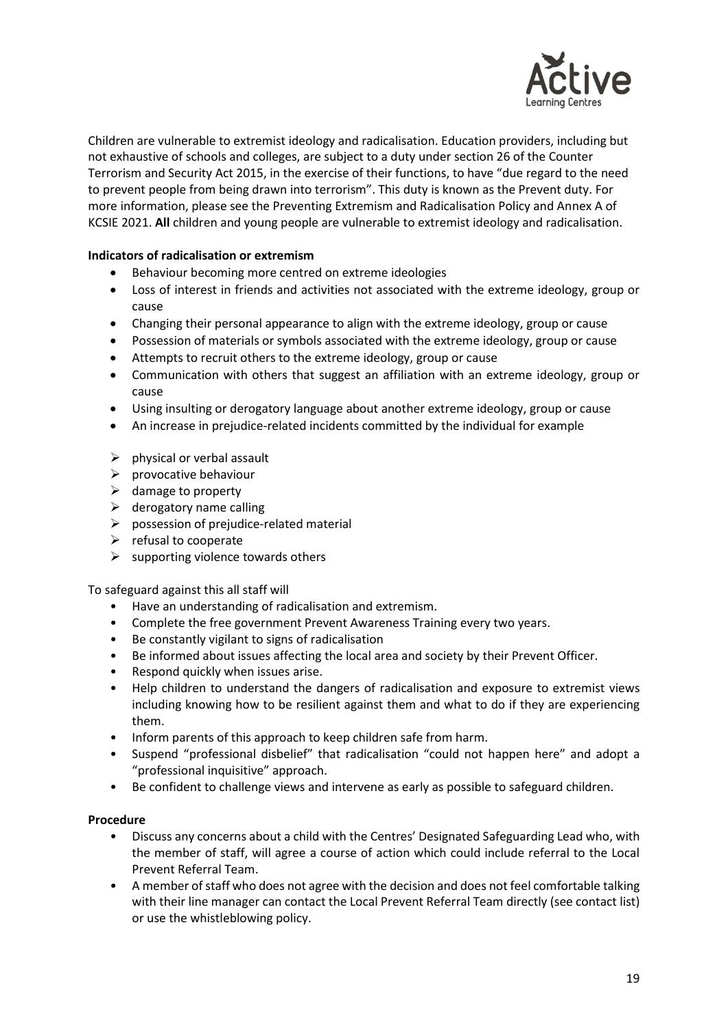Children are vulnerable to extremist ideology and radicalisation. Education providers, including but not exhaustive of schools and colleges, are subject to a duty under section 26 of the Counter Terrorism and Security Act 2015, in the exercise of their functions, to have "due regard to the need to prevent people from being drawn into terrorism". This duty is known as the Prevent duty. For more information, please see the Preventing Extremism and Radicalisation Policy and Annex A of KCSIE 2021. **All** children and young people are vulnerable to extremist ideology and radicalisation.

**Indicators of radicalisation or extremism**

- Behaviour becoming more centred on extreme ideologies
- Loss of interest in friends and activities not associated with the extreme ideology, group or cause
- Changing their personal appearance to align with the extreme ideology, group or cause
- Possession of materials or symbols associated with the extreme ideology, group or cause
- Attempts to recruit others to the extreme ideology, group or cause
- Communication with others that suggest an affiliation with an extreme ideology, group or cause
- Using insulting or derogatory language about another extreme ideology, group or cause
- An increase in prejudice-related incidents committed by the individual for example
  - physical or verbal assault
  - provocative behaviour
  - damage to property
  - derogatory name calling
  - possession of prejudice-related material
  - refusal to cooperate
  - supporting violence towards others

To safeguard against this all staff will

- Have an understanding of radicalisation and extremism.
- Complete the free government Prevent Awareness Training every two years.
- Be constantly vigilant to signs of radicalisation
- Be informed about issues affecting the local area and society by their Prevent Officer.
- Respond quickly when issues arise.
- Help children to understand the dangers of radicalisation and exposure to extremist views including knowing how to be resilient against them and what to do if they are experiencing them.
- Inform parents of this approach to keep children safe from harm.
- Suspend "professional disbelief" that radicalisation "could not happen here" and adopt a "professional inquisitive" approach.
- Be confident to challenge views and intervene as early as possible to safeguard children.

**Procedure**

- Discuss any concerns about a child with the Centres' Designated Safeguarding Lead who, with the member of staff, will agree a course of action which could include referral to the Local Prevent Referral Team.
- A member of staff who does not agree with the decision and does not feel comfortable talking with their line manager can contact the Local Prevent Referral Team directly (see contact list) or use the whistleblowing policy.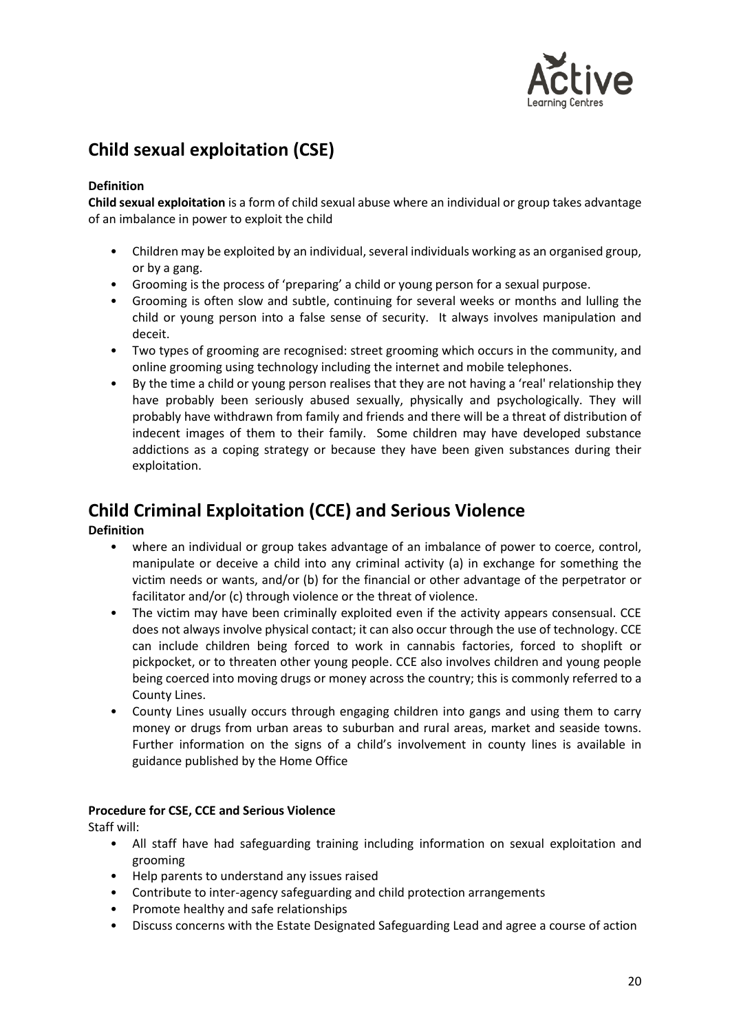## Child sexual exploitation (CSE)

**Definition**

**Child sexual exploitation** is a form of child sexual abuse where an individual or group takes advantage of an imbalance in power to exploit the child

- Children may be exploited by an individual, several individuals working as an organised group, or by a gang.
- Grooming is the process of 'preparing' a child or young person for a sexual purpose.
- Grooming is often slow and subtle, continuing for several weeks or months and lulling the child or young person into a false sense of security. It always involves manipulation and deceit.
- Two types of grooming are recognised: street grooming which occurs in the community, and online grooming using technology including the internet and mobile telephones.
- By the time a child or young person realises that they are not having a 'real' relationship they have probably been seriously abused sexually, physically and psychologically. They will probably have withdrawn from family and friends and there will be a threat of distribution of indecent images of them to their family. Some children may have developed substance addictions as a coping strategy or because they have been given substances during their exploitation.

## Child Criminal Exploitation (CCE) and Serious Violence

**Definition**

- where an individual or group takes advantage of an imbalance of power to coerce, control, manipulate or deceive a child into any criminal activity (a) in exchange for something the victim needs or wants, and/or (b) for the financial or other advantage of the perpetrator or facilitator and/or (c) through violence or the threat of violence.
- The victim may have been criminally exploited even if the activity appears consensual. CCE does not always involve physical contact; it can also occur through the use of technology. CCE can include children being forced to work in cannabis factories, forced to shoplift or pickpocket, or to threaten other young people. CCE also involves children and young people being coerced into moving drugs or money across the country; this is commonly referred to a County Lines.
- County Lines usually occurs through engaging children into gangs and using them to carry money or drugs from urban areas to suburban and rural areas, market and seaside towns. Further information on the signs of a child's involvement in county lines is available in guidance published by the Home Office

**Procedure for CSE, CCE and Serious Violence**

Staff will:

- All staff have had safeguarding training including information on sexual exploitation and grooming
- Help parents to understand any issues raised
- Contribute to inter-agency safeguarding and child protection arrangements
- Promote healthy and safe relationships
- Discuss concerns with the Estate Designated Safeguarding Lead and agree a course of action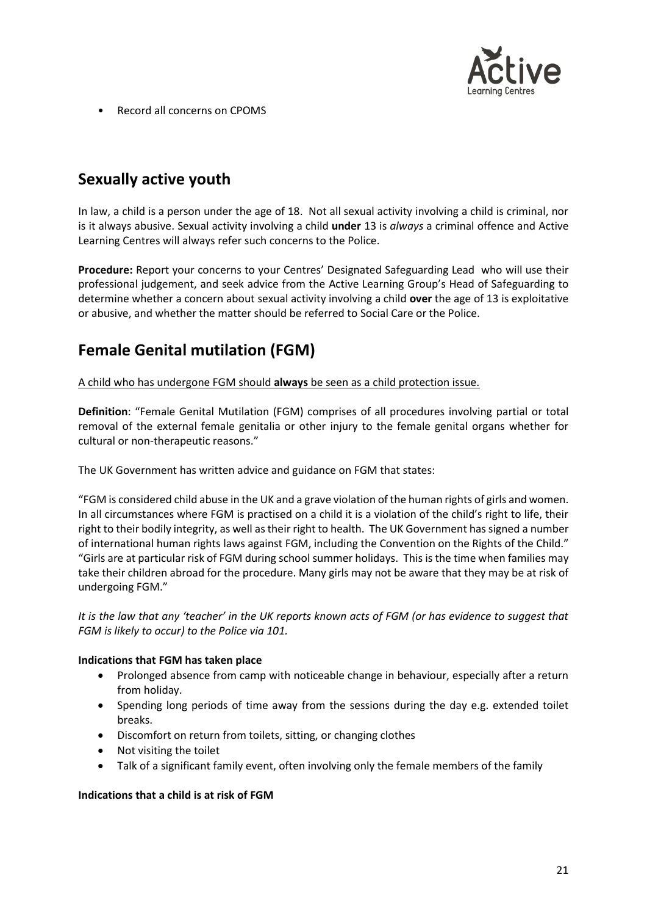- Record all concerns on CPOMS

## Sexually active youth

In law, a child is a person under the age of 18. Not all sexual activity involving a child is criminal, nor is it always abusive. Sexual activity involving a child **under** 13 is *always* a criminal offence and Active Learning Centres will always refer such concerns to the Police.

**Procedure:** Report your concerns to your Centres' Designated Safeguarding Lead who will use their professional judgement, and seek advice from the Active Learning Group's Head of Safeguarding to determine whether a concern about sexual activity involving a child **over** the age of 13 is exploitative or abusive, and whether the matter should be referred to Social Care or the Police.

## Female Genital mutilation (FGM)

<u>A child who has undergone FGM should **always** be seen as a child protection issue.</u>

**Definition**: "Female Genital Mutilation (FGM) comprises of all procedures involving partial or total removal of the external female genitalia or other injury to the female genital organs whether for cultural or non-therapeutic reasons."

The UK Government has written advice and guidance on FGM that states:

"FGM is considered child abuse in the UK and a grave violation of the human rights of girls and women. In all circumstances where FGM is practised on a child it is a violation of the child's right to life, their right to their bodily integrity, as well as their right to health. The UK Government has signed a number of international human rights laws against FGM, including the Convention on the Rights of the Child." "Girls are at particular risk of FGM during school summer holidays. This is the time when families may take their children abroad for the procedure. Many girls may not be aware that they may be at risk of undergoing FGM."

*It is the law that any 'teacher' in the UK reports known acts of FGM (or has evidence to suggest that FGM is likely to occur) to the Police via 101.*

**Indications that FGM has taken place**

- Prolonged absence from camp with noticeable change in behaviour, especially after a return from holiday.
- Spending long periods of time away from the sessions during the day e.g. extended toilet breaks.
- Discomfort on return from toilets, sitting, or changing clothes
- Not visiting the toilet
- Talk of a significant family event, often involving only the female members of the family

**Indications that a child is at risk of FGM**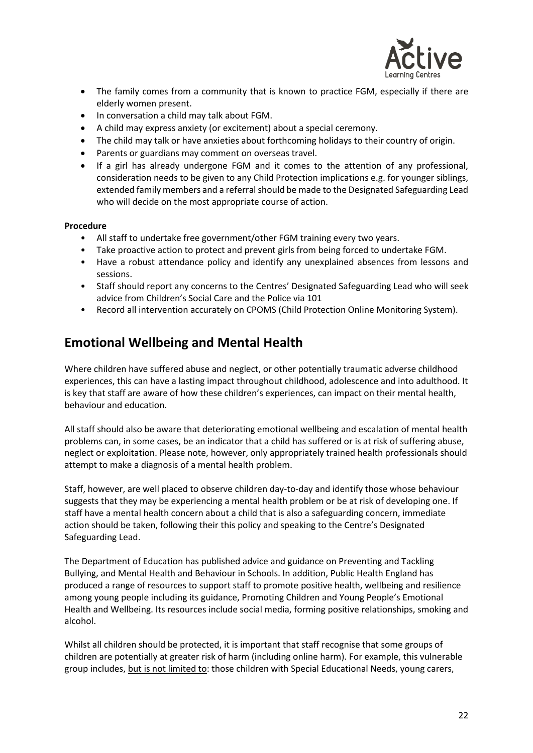- The family comes from a community that is known to practice FGM, especially if there are elderly women present.
- In conversation a child may talk about FGM.
- A child may express anxiety (or excitement) about a special ceremony.
- The child may talk or have anxieties about forthcoming holidays to their country of origin.
- Parents or guardians may comment on overseas travel.
- If a girl has already undergone FGM and it comes to the attention of any professional, consideration needs to be given to any Child Protection implications e.g. for younger siblings, extended family members and a referral should be made to the Designated Safeguarding Lead who will decide on the most appropriate course of action.

**Procedure**

- All staff to undertake free government/other FGM training every two years.
- Take proactive action to protect and prevent girls from being forced to undertake FGM.
- Have a robust attendance policy and identify any unexplained absences from lessons and sessions.
- Staff should report any concerns to the Centres' Designated Safeguarding Lead who will seek advice from Children's Social Care and the Police via 101
- Record all intervention accurately on CPOMS (Child Protection Online Monitoring System).

## Emotional Wellbeing and Mental Health

Where children have suffered abuse and neglect, or other potentially traumatic adverse childhood experiences, this can have a lasting impact throughout childhood, adolescence and into adulthood. It is key that staff are aware of how these children's experiences, can impact on their mental health, behaviour and education.

All staff should also be aware that deteriorating emotional wellbeing and escalation of mental health problems can, in some cases, be an indicator that a child has suffered or is at risk of suffering abuse, neglect or exploitation. Please note, however, only appropriately trained health professionals should attempt to make a diagnosis of a mental health problem.

Staff, however, are well placed to observe children day-to-day and identify those whose behaviour suggests that they may be experiencing a mental health problem or be at risk of developing one. If staff have a mental health concern about a child that is also a safeguarding concern, immediate action should be taken, following their this policy and speaking to the Centre's Designated Safeguarding Lead.

The Department of Education has published advice and guidance on Preventing and Tackling Bullying, and Mental Health and Behaviour in Schools. In addition, Public Health England has produced a range of resources to support staff to promote positive health, wellbeing and resilience among young people including its guidance, Promoting Children and Young People's Emotional Health and Wellbeing. Its resources include social media, forming positive relationships, smoking and alcohol.

Whilst all children should be protected, it is important that staff recognise that some groups of children are potentially at greater risk of harm (including online harm). For example, this vulnerable group includes, <u>but is not limited to</u>: those children with Special Educational Needs, young carers,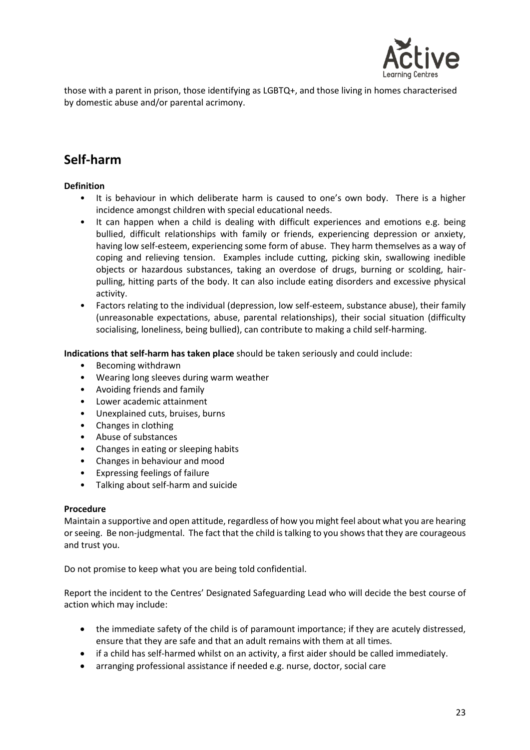those with a parent in prison, those identifying as LGBTQ+, and those living in homes characterised by domestic abuse and/or parental acrimony.

## Self-harm

**Definition**

- It is behaviour in which deliberate harm is caused to one's own body. There is a higher incidence amongst children with special educational needs.
- It can happen when a child is dealing with difficult experiences and emotions e.g. being bullied, difficult relationships with family or friends, experiencing depression or anxiety, having low self-esteem, experiencing some form of abuse. They harm themselves as a way of coping and relieving tension. Examples include cutting, picking skin, swallowing inedible objects or hazardous substances, taking an overdose of drugs, burning or scolding, hair-pulling, hitting parts of the body. It can also include eating disorders and excessive physical activity.
- Factors relating to the individual (depression, low self-esteem, substance abuse), their family (unreasonable expectations, abuse, parental relationships), their social situation (difficulty socialising, loneliness, being bullied), can contribute to making a child self-harming.

**Indications that self-harm has taken place** should be taken seriously and could include:

- Becoming withdrawn
- Wearing long sleeves during warm weather
- Avoiding friends and family
- Lower academic attainment
- Unexplained cuts, bruises, burns
- Changes in clothing
- Abuse of substances
- Changes in eating or sleeping habits
- Changes in behaviour and mood
- Expressing feelings of failure
- Talking about self-harm and suicide

**Procedure**

Maintain a supportive and open attitude, regardless of how you might feel about what you are hearing or seeing. Be non-judgmental. The fact that the child is talking to you shows that they are courageous and trust you.

Do not promise to keep what you are being told confidential.

Report the incident to the Centres' Designated Safeguarding Lead who will decide the best course of action which may include:

- the immediate safety of the child is of paramount importance; if they are acutely distressed, ensure that they are safe and that an adult remains with them at all times.
- if a child has self-harmed whilst on an activity, a first aider should be called immediately.
- arranging professional assistance if needed e.g. nurse, doctor, social care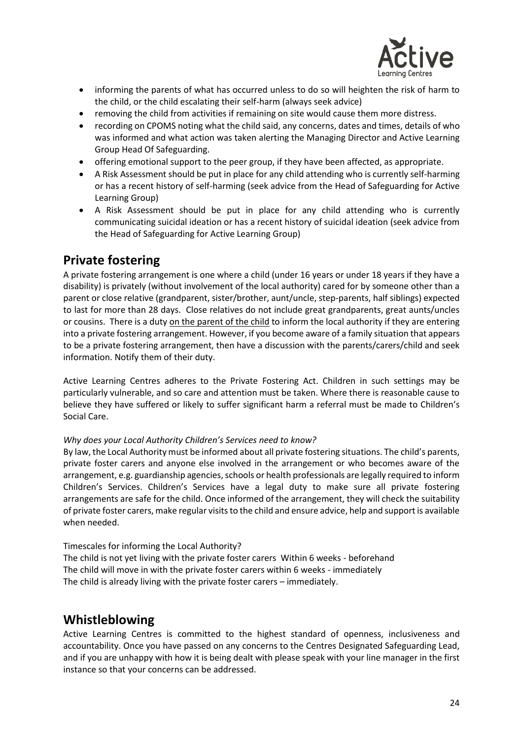- informing the parents of what has occurred unless to do so will heighten the risk of harm to the child, or the child escalating their self-harm (always seek advice)
- removing the child from activities if remaining on site would cause them more distress.
- recording on CPOMS noting what the child said, any concerns, dates and times, details of who was informed and what action was taken alerting the Managing Director and Active Learning Group Head Of Safeguarding.
- offering emotional support to the peer group, if they have been affected, as appropriate.
- A Risk Assessment should be put in place for any child attending who is currently self-harming or has a recent history of self-harming (seek advice from the Head of Safeguarding for Active Learning Group)
- A Risk Assessment should be put in place for any child attending who is currently communicating suicidal ideation or has a recent history of suicidal ideation (seek advice from the Head of Safeguarding for Active Learning Group)

## Private fostering

A private fostering arrangement is one where a child (under 16 years or under 18 years if they have a disability) is privately (without involvement of the local authority) cared for by someone other than a parent or close relative (grandparent, sister/brother, aunt/uncle, step-parents, half siblings) expected to last for more than 28 days. Close relatives do not include great grandparents, great aunts/uncles or cousins. There is a duty on the parent of the child to inform the local authority if they are entering into a private fostering arrangement. However, if you become aware of a family situation that appears to be a private fostering arrangement, then have a discussion with the parents/carers/child and seek information. Notify them of their duty.

Active Learning Centres adheres to the Private Fostering Act. Children in such settings may be particularly vulnerable, and so care and attention must be taken. Where there is reasonable cause to believe they have suffered or likely to suffer significant harm a referral must be made to Children's Social Care.

*Why does your Local Authority Children's Services need to know?*

By law, the Local Authority must be informed about all private fostering situations. The child's parents, private foster carers and anyone else involved in the arrangement or who becomes aware of the arrangement, e.g. guardianship agencies, schools or health professionals are legally required to inform Children's Services. Children's Services have a legal duty to make sure all private fostering arrangements are safe for the child. Once informed of the arrangement, they will check the suitability of private foster carers, make regular visits to the child and ensure advice, help and support is available when needed.

Timescales for informing the Local Authority?

The child is not yet living with the private foster carers Within 6 weeks - beforehand
The child will move in with the private foster carers within 6 weeks - immediately
The child is already living with the private foster carers – immediately.

## Whistleblowing

Active Learning Centres is committed to the highest standard of openness, inclusiveness and accountability. Once you have passed on any concerns to the Centres Designated Safeguarding Lead, and if you are unhappy with how it is being dealt with please speak with your line manager in the first instance so that your concerns can be addressed.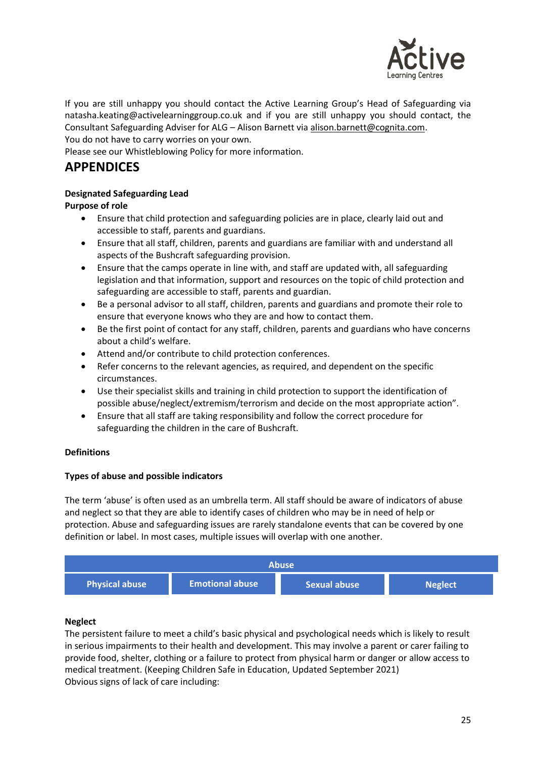If you are still unhappy you should contact the Active Learning Group's Head of Safeguarding via natasha.keating@activelearninggroup.co.uk and if you are still unhappy you should contact, the Consultant Safeguarding Adviser for ALG – Alison Barnett via alison.barnett@cognita.com.
You do not have to carry worries on your own.
Please see our Whistleblowing Policy for more information.

# APPENDICES

**Designated Safeguarding Lead**
**Purpose of role**

- Ensure that child protection and safeguarding policies are in place, clearly laid out and accessible to staff, parents and guardians.
- Ensure that all staff, children, parents and guardians are familiar with and understand all aspects of the Bushcraft safeguarding provision.
- Ensure that the camps operate in line with, and staff are updated with, all safeguarding legislation and that information, support and resources on the topic of child protection and safeguarding are accessible to staff, parents and guardian.
- Be a personal advisor to all staff, children, parents and guardians and promote their role to ensure that everyone knows who they are and how to contact them.
- Be the first point of contact for any staff, children, parents and guardians who have concerns about a child's welfare.
- Attend and/or contribute to child protection conferences.
- Refer concerns to the relevant agencies, as required, and dependent on the specific circumstances.
- Use their specialist skills and training in child protection to support the identification of possible abuse/neglect/extremism/terrorism and decide on the most appropriate action".
- Ensure that all staff are taking responsibility and follow the correct procedure for safeguarding the children in the care of Bushcraft.

**Definitions**

**Types of abuse and possible indicators**

The term 'abuse' is often used as an umbrella term. All staff should be aware of indicators of abuse and neglect so that they are able to identify cases of children who may be in need of help or protection. Abuse and safeguarding issues are rarely standalone events that can be covered by one definition or label. In most cases, multiple issues will overlap with one another.

| Abuse | | | |
|---|---|---|---|
| Physical abuse | Emotional abuse | Sexual abuse | Neglect |

**Neglect**
The persistent failure to meet a child's basic physical and psychological needs which is likely to result in serious impairments to their health and development. This may involve a parent or carer failing to provide food, shelter, clothing or a failure to protect from physical harm or danger or allow access to medical treatment. (Keeping Children Safe in Education, Updated September 2021)
Obvious signs of lack of care including: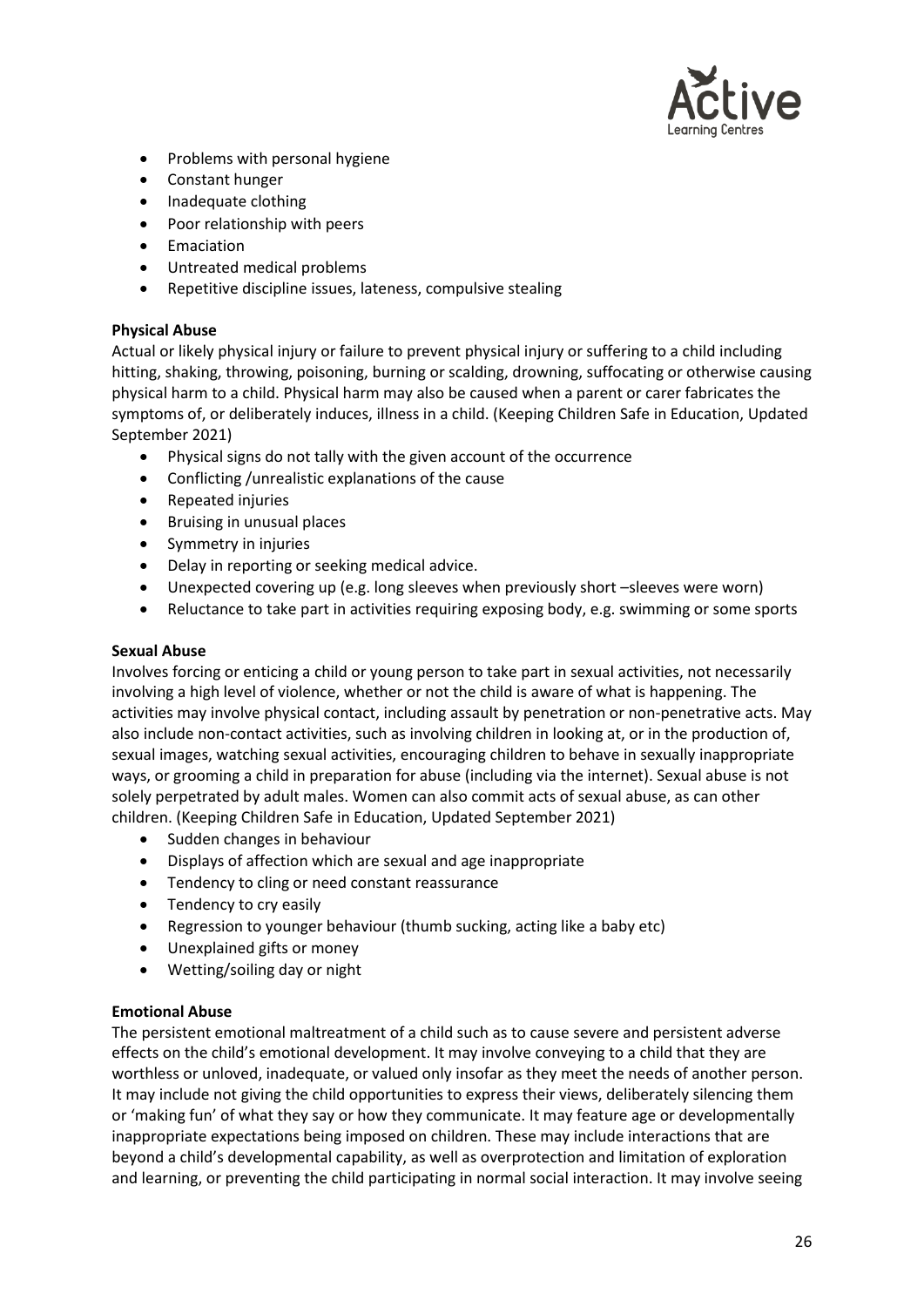- Problems with personal hygiene
- Constant hunger
- Inadequate clothing
- Poor relationship with peers
- Emaciation
- Untreated medical problems
- Repetitive discipline issues, lateness, compulsive stealing

**Physical Abuse**

Actual or likely physical injury or failure to prevent physical injury or suffering to a child including hitting, shaking, throwing, poisoning, burning or scalding, drowning, suffocating or otherwise causing physical harm to a child. Physical harm may also be caused when a parent or carer fabricates the symptoms of, or deliberately induces, illness in a child. (Keeping Children Safe in Education, Updated September 2021)

- Physical signs do not tally with the given account of the occurrence
- Conflicting /unrealistic explanations of the cause
- Repeated injuries
- Bruising in unusual places
- Symmetry in injuries
- Delay in reporting or seeking medical advice.
- Unexpected covering up (e.g. long sleeves when previously short –sleeves were worn)
- Reluctance to take part in activities requiring exposing body, e.g. swimming or some sports

**Sexual Abuse**

Involves forcing or enticing a child or young person to take part in sexual activities, not necessarily involving a high level of violence, whether or not the child is aware of what is happening. The activities may involve physical contact, including assault by penetration or non-penetrative acts. May also include non-contact activities, such as involving children in looking at, or in the production of, sexual images, watching sexual activities, encouraging children to behave in sexually inappropriate ways, or grooming a child in preparation for abuse (including via the internet). Sexual abuse is not solely perpetrated by adult males. Women can also commit acts of sexual abuse, as can other children. (Keeping Children Safe in Education, Updated September 2021)

- Sudden changes in behaviour
- Displays of affection which are sexual and age inappropriate
- Tendency to cling or need constant reassurance
- Tendency to cry easily
- Regression to younger behaviour (thumb sucking, acting like a baby etc)
- Unexplained gifts or money
- Wetting/soiling day or night

**Emotional Abuse**

The persistent emotional maltreatment of a child such as to cause severe and persistent adverse effects on the child's emotional development. It may involve conveying to a child that they are worthless or unloved, inadequate, or valued only insofar as they meet the needs of another person. It may include not giving the child opportunities to express their views, deliberately silencing them or 'making fun' of what they say or how they communicate. It may feature age or developmentally inappropriate expectations being imposed on children. These may include interactions that are beyond a child's developmental capability, as well as overprotection and limitation of exploration and learning, or preventing the child participating in normal social interaction. It may involve seeing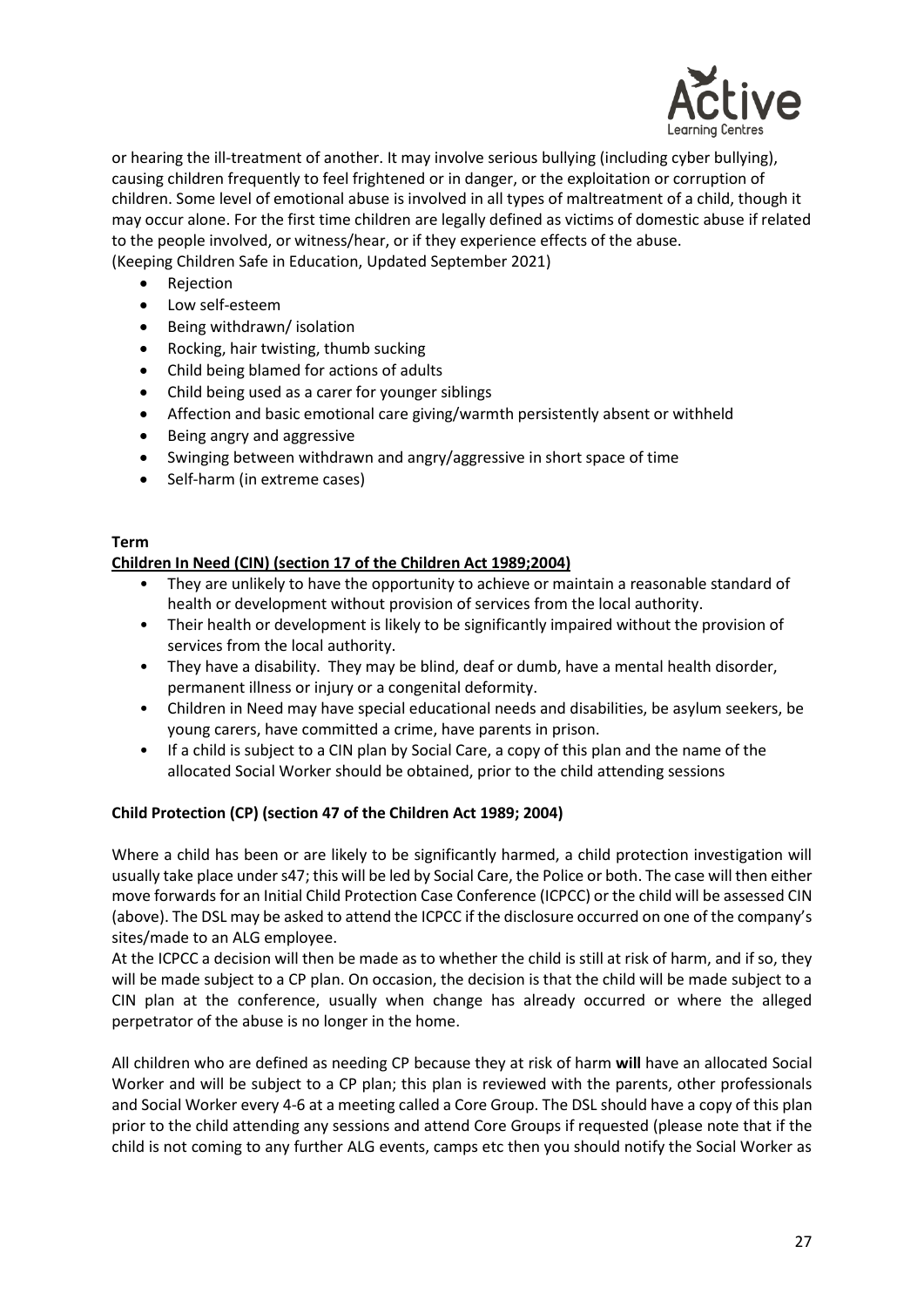or hearing the ill-treatment of another. It may involve serious bullying (including cyber bullying), causing children frequently to feel frightened or in danger, or the exploitation or corruption of children. Some level of emotional abuse is involved in all types of maltreatment of a child, though it may occur alone. For the first time children are legally defined as victims of domestic abuse if related to the people involved, or witness/hear, or if they experience effects of the abuse.
(Keeping Children Safe in Education, Updated September 2021)

- Rejection
- Low self-esteem
- Being withdrawn/ isolation
- Rocking, hair twisting, thumb sucking
- Child being blamed for actions of adults
- Child being used as a carer for younger siblings
- Affection and basic emotional care giving/warmth persistently absent or withheld
- Being angry and aggressive
- Swinging between withdrawn and angry/aggressive in short space of time
- Self-harm (in extreme cases)

**Term**

**Children In Need (CIN) (section 17 of the Children Act 1989;2004)**

- They are unlikely to have the opportunity to achieve or maintain a reasonable standard of health or development without provision of services from the local authority.
- Their health or development is likely to be significantly impaired without the provision of services from the local authority.
- They have a disability. They may be blind, deaf or dumb, have a mental health disorder, permanent illness or injury or a congenital deformity.
- Children in Need may have special educational needs and disabilities, be asylum seekers, be young carers, have committed a crime, have parents in prison.
- If a child is subject to a CIN plan by Social Care, a copy of this plan and the name of the allocated Social Worker should be obtained, prior to the child attending sessions

**Child Protection (CP) (section 47 of the Children Act 1989; 2004)**

Where a child has been or are likely to be significantly harmed, a child protection investigation will usually take place under s47; this will be led by Social Care, the Police or both. The case will then either move forwards for an Initial Child Protection Case Conference (ICPCC) or the child will be assessed CIN (above). The DSL may be asked to attend the ICPCC if the disclosure occurred on one of the company's sites/made to an ALG employee.

At the ICPCC a decision will then be made as to whether the child is still at risk of harm, and if so, they will be made subject to a CP plan. On occasion, the decision is that the child will be made subject to a CIN plan at the conference, usually when change has already occurred or where the alleged perpetrator of the abuse is no longer in the home.

All children who are defined as needing CP because they at risk of harm **will** have an allocated Social Worker and will be subject to a CP plan; this plan is reviewed with the parents, other professionals and Social Worker every 4-6 at a meeting called a Core Group. The DSL should have a copy of this plan prior to the child attending any sessions and attend Core Groups if requested (please note that if the child is not coming to any further ALG events, camps etc then you should notify the Social Worker as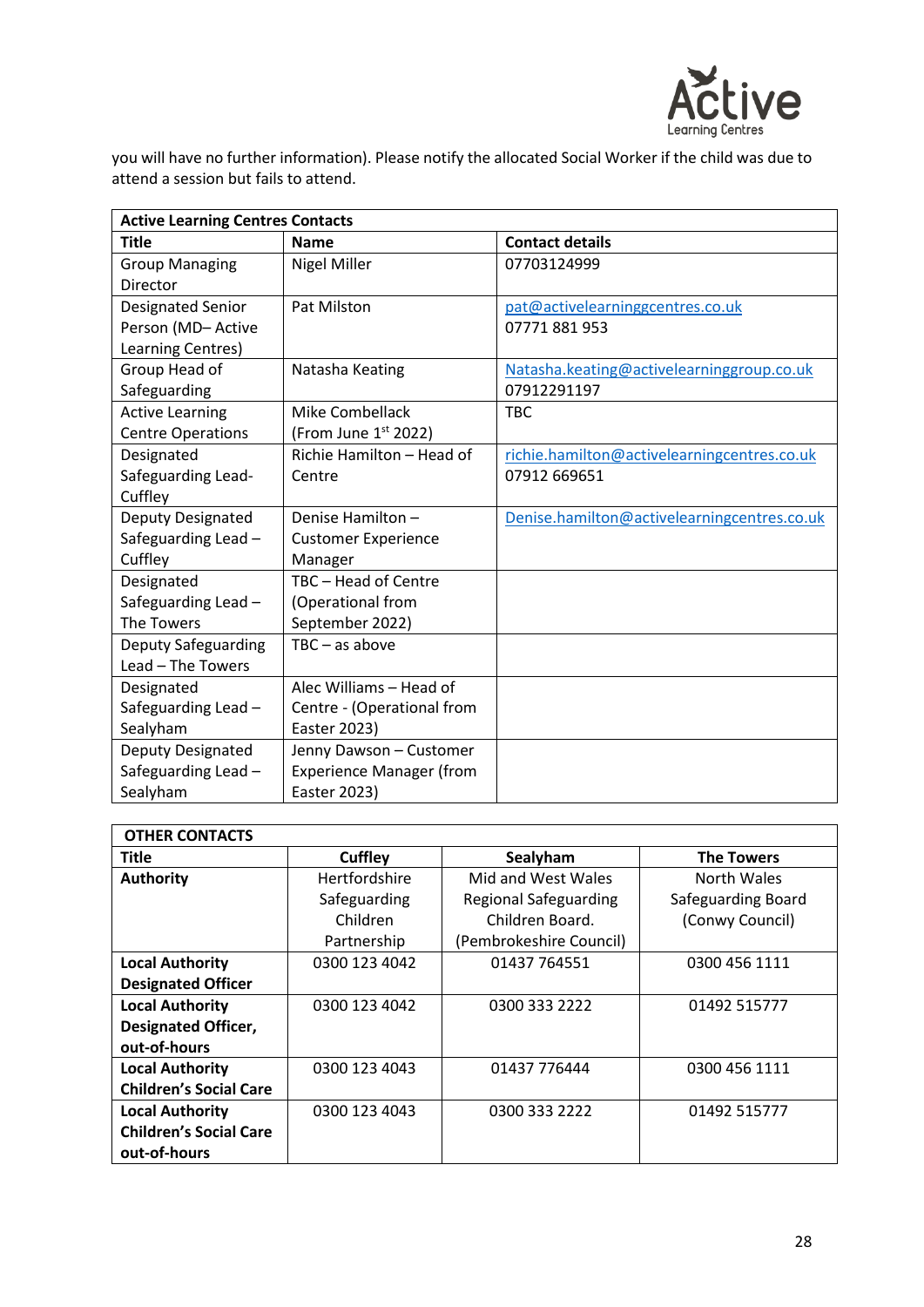you will have no further information). Please notify the allocated Social Worker if the child was due to attend a session but fails to attend.

| Active Learning Centres Contacts | | |
|---|---|---|
| **Title** | **Name** | **Contact details** |
| Group Managing Director | Nigel Miller | 07703124999 |
| Designated Senior Person (MD– Active Learning Centres) | Pat Milston | pat@activelearninggcentres.co.uk 07771 881 953 |
| Group Head of Safeguarding | Natasha Keating | Natasha.keating@activelearninggroup.co.uk 07912291197 |
| Active Learning Centre Operations | Mike Combellack (From June 1st 2022) | TBC |
| Designated Safeguarding Lead- Cuffley | Richie Hamilton – Head of Centre | richie.hamilton@activelearningcentres.co.uk 07912 669651 |
| Deputy Designated Safeguarding Lead – Cuffley | Denise Hamilton – Customer Experience Manager | Denise.hamilton@activelearningcentres.co.uk |
| Designated Safeguarding Lead – The Towers | TBC – Head of Centre (Operational from September 2022) | |
| Deputy Safeguarding Lead – The Towers | TBC – as above | |
| Designated Safeguarding Lead – Sealyham | Alec Williams – Head of Centre - (Operational from Easter 2023) | |
| Deputy Designated Safeguarding Lead – Sealyham | Jenny Dawson – Customer Experience Manager (from Easter 2023) | |

| OTHER CONTACTS | | | |
|---|---|---|---|
| **Title** | **Cuffley** | **Sealyham** | **The Towers** |
| **Authority** | Hertfordshire Safeguarding Children Partnership | Mid and West Wales Regional Safeguarding Children Board. (Pembrokeshire Council) | North Wales Safeguarding Board (Conwy Council) |
| **Local Authority Designated Officer** | 0300 123 4042 | 01437 764551 | 0300 456 1111 |
| **Local Authority Designated Officer, out-of-hours** | 0300 123 4042 | 0300 333 2222 | 01492 515777 |
| **Local Authority Children's Social Care** | 0300 123 4043 | 01437 776444 | 0300 456 1111 |
| **Local Authority Children's Social Care out-of-hours** | 0300 123 4043 | 0300 333 2222 | 01492 515777 |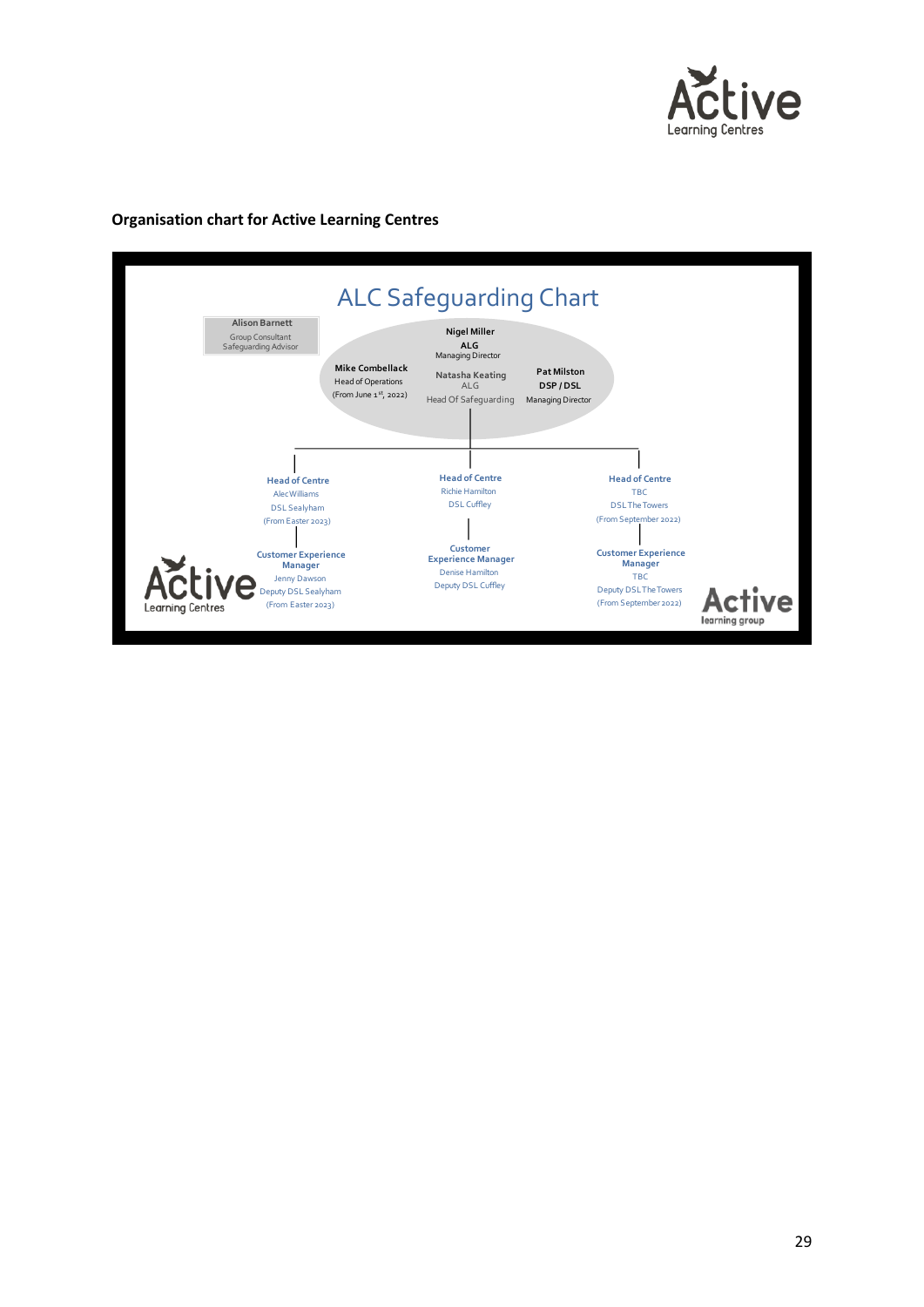**Organisation chart for Active Learning Centres**

## ALC Safeguarding Chart

**Alison Barnett**
Group Consultant
Safeguarding Advisor

**Nigel Miller**
**ALG**
Managing Director

**Mike Combellack**
Head of Operations
(From June 1st, 2022)

**Natasha Keating**
ALG
Head Of Safeguarding

**Pat Milston**
**DSP / DSL**
Managing Director

**Head of Centre**
Alec Williams
DSL Sealyham
(From Easter 2023)

**Customer Experience Manager**
Jenny Dawson
Deputy DSL Sealyham
(From Easter 2023)

**Head of Centre**
Richie Hamilton
DSL Cuffley

**Customer Experience Manager**
Denise Hamilton
Deputy DSL Cuffley

**Head of Centre**
TBC
DSL The Towers
(From September 2022)

**Customer Experience Manager**
TBC
Deputy DSL The Towers
(From September 2022)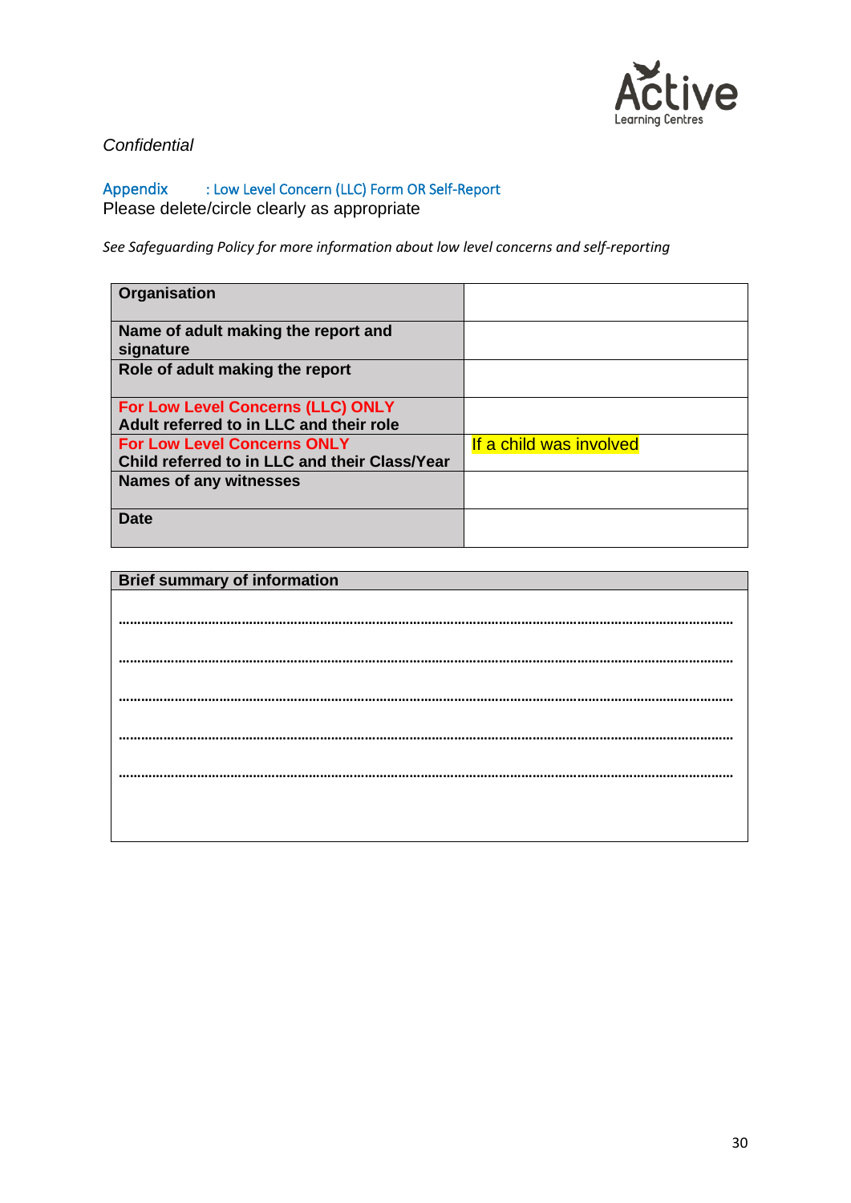*Confidential*

Appendix : Low Level Concern (LLC) Form OR Self-Report
Please delete/circle clearly as appropriate

*See Safeguarding Policy for more information about low level concerns and self-reporting*

| | |
|---|---|
| **Organisation** | |
| **Name of adult making the report and signature** | |
| **Role of adult making the report** | |
| **For Low Level Concerns (LLC) ONLY** <br> **Adult referred to in LLC and their role** | |
| **For Low Level Concerns ONLY** <br> **Child referred to in LLC and their Class/Year** | If a child was involved |
| **Names of any witnesses** | |
| **Date** | |

| **Brief summary of information** |
|---|
| ………………………………………………………………………………………………………………………… |
| ………………………………………………………………………………………………………………………… |
| ………………………………………………………………………………………………………………………… |
| ………………………………………………………………………………………………………………………… |
| ………………………………………………………………………………………………………………………… |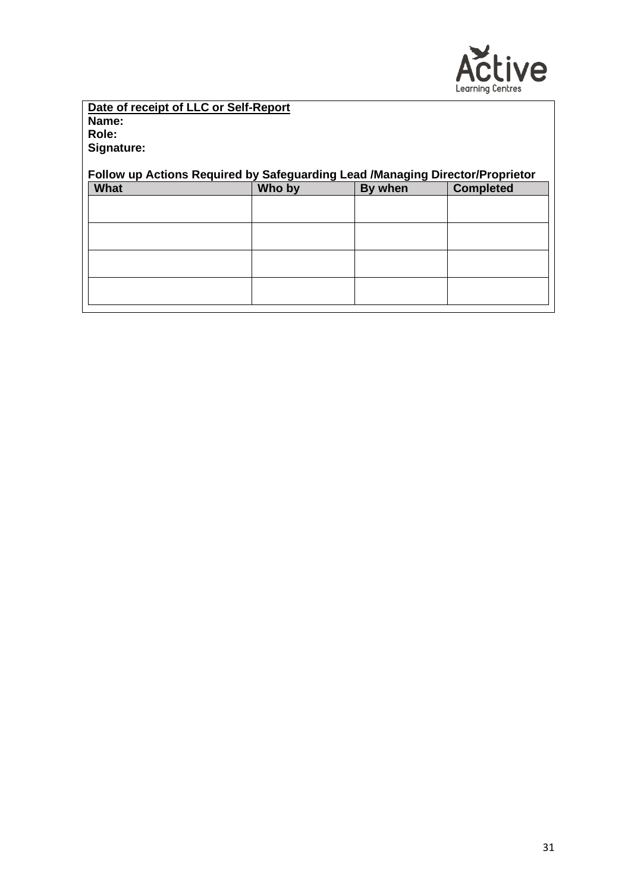**<u>Date of receipt of LLC or Self-Report</u>**
**Name:**
**Role:**
**Signature:**

**Follow up Actions Required by Safeguarding Lead /Managing Director/Proprietor**

| What | Who by | By when | Completed |
|---|---|---|---|
| | | | |
| | | | |
| | | | |
| | | | |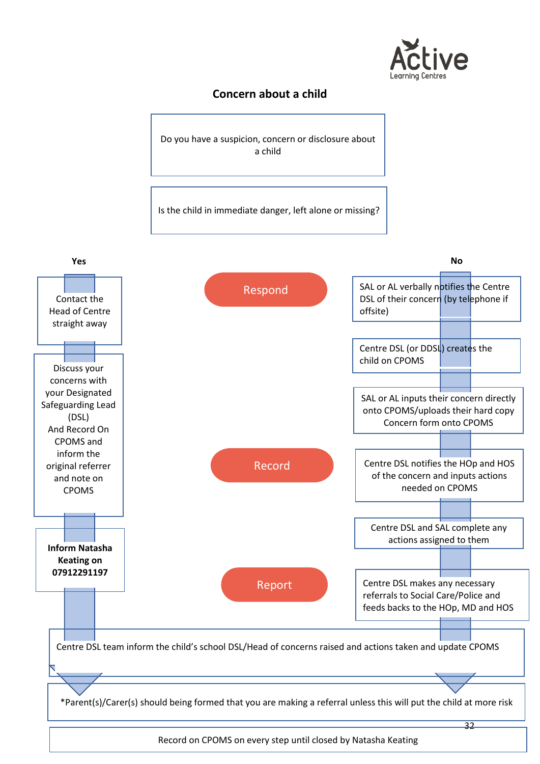## Concern about a child

Do you have a suspicion, concern or disclosure about a child

Is the child in immediate danger, left alone or missing?

**Yes**

Contact the Head of Centre straight away

Discuss your concerns with your Designated Safeguarding Lead (DSL) And Record On CPOMS and inform the original referrer and note on CPOMS

**Inform Natasha Keating on 07912291197**

**No**

SAL or AL verbally notifies the Centre DSL of their concern (by telephone if offsite)

Centre DSL (or DDSL) creates the child on CPOMS

SAL or AL inputs their concern directly onto CPOMS/uploads their hard copy Concern form onto CPOMS

Centre DSL notifies the HOp and HOS of the concern and inputs actions needed on CPOMS

Centre DSL and SAL complete any actions assigned to them

Centre DSL makes any necessary referrals to Social Care/Police and feeds backs to the HOp, MD and HOS

**Respond**

**Record**

**Report**

Centre DSL team inform the child's school DSL/Head of concerns raised and actions taken and update CPOMS

*Parent(s)/Carer(s) should being formed that you are making a referral unless this will put the child at more risk

Record on CPOMS on every step until closed by Natasha Keating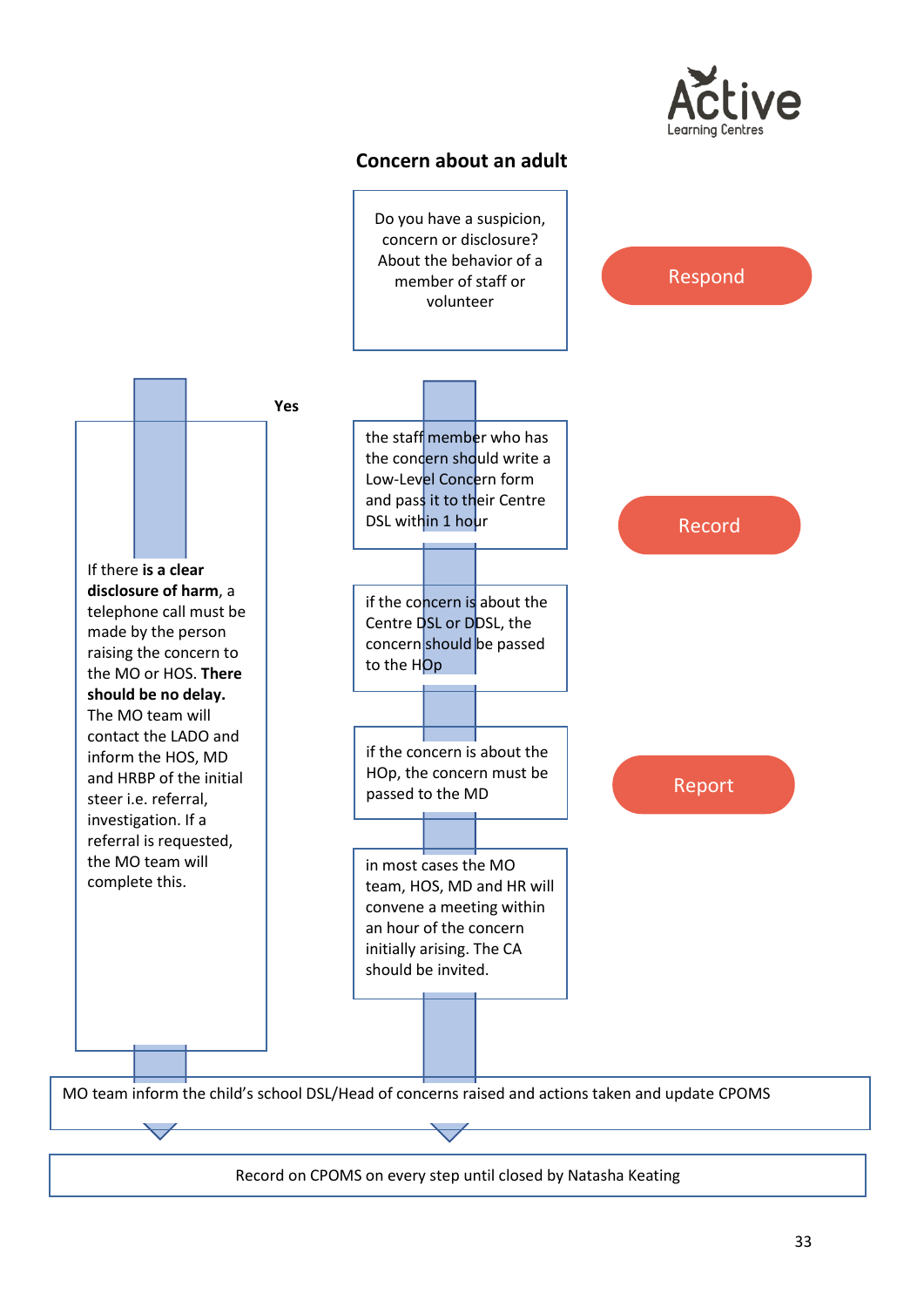# Concern about an adult

Do you have a suspicion, concern or disclosure? About the behavior of a member of staff or volunteer

**Respond**

**Yes**

If there **is a clear disclosure of harm**, a telephone call must be made by the person raising the concern to the MO or HOS. **There should be no delay.** The MO team will contact the LADO and inform the HOS, MD and HRBP of the initial steer i.e. referral, investigation. If a referral is requested, the MO team will complete this.

the staff member who has the concern should write a Low-Level Concern form and pass it to their Centre DSL within 1 hour

**Record**

if the concern is about the Centre DSL or DDSL, the concern should be passed to the HOp

if the concern is about the HOp, the concern must be passed to the MD

**Report**

in most cases the MO team, HOS, MD and HR will convene a meeting within an hour of the concern initially arising. The CA should be invited.

MO team inform the child's school DSL/Head of concerns raised and actions taken and update CPOMS

Record on CPOMS on every step until closed by Natasha Keating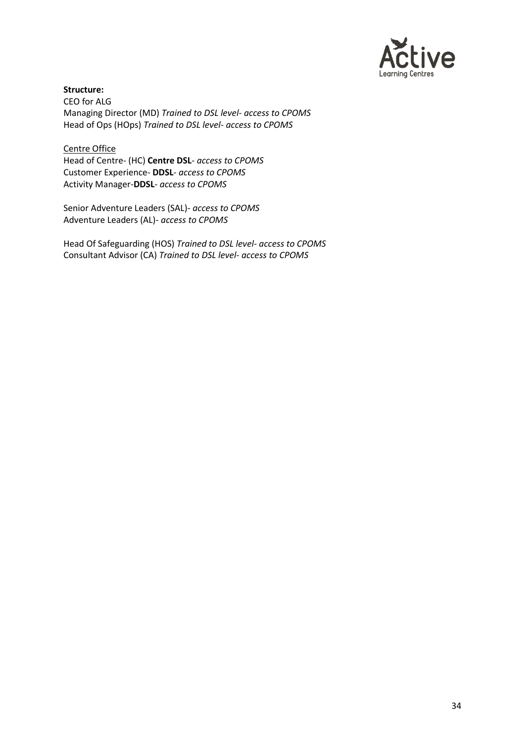**Structure:**
CEO for ALG
Managing Director (MD) *Trained to DSL level- access to CPOMS*
Head of Ops (HOps) *Trained to DSL level- access to CPOMS*

<u>Centre Office</u>
Head of Centre- (HC) **Centre DSL**- *access to CPOMS*
Customer Experience- **DDSL**- *access to CPOMS*
Activity Manager-**DDSL**- *access to CPOMS*

Senior Adventure Leaders (SAL)- *access to CPOMS*
Adventure Leaders (AL)- *access to CPOMS*

Head Of Safeguarding (HOS) *Trained to DSL level- access to CPOMS*
Consultant Advisor (CA) *Trained to DSL level- access to CPOMS*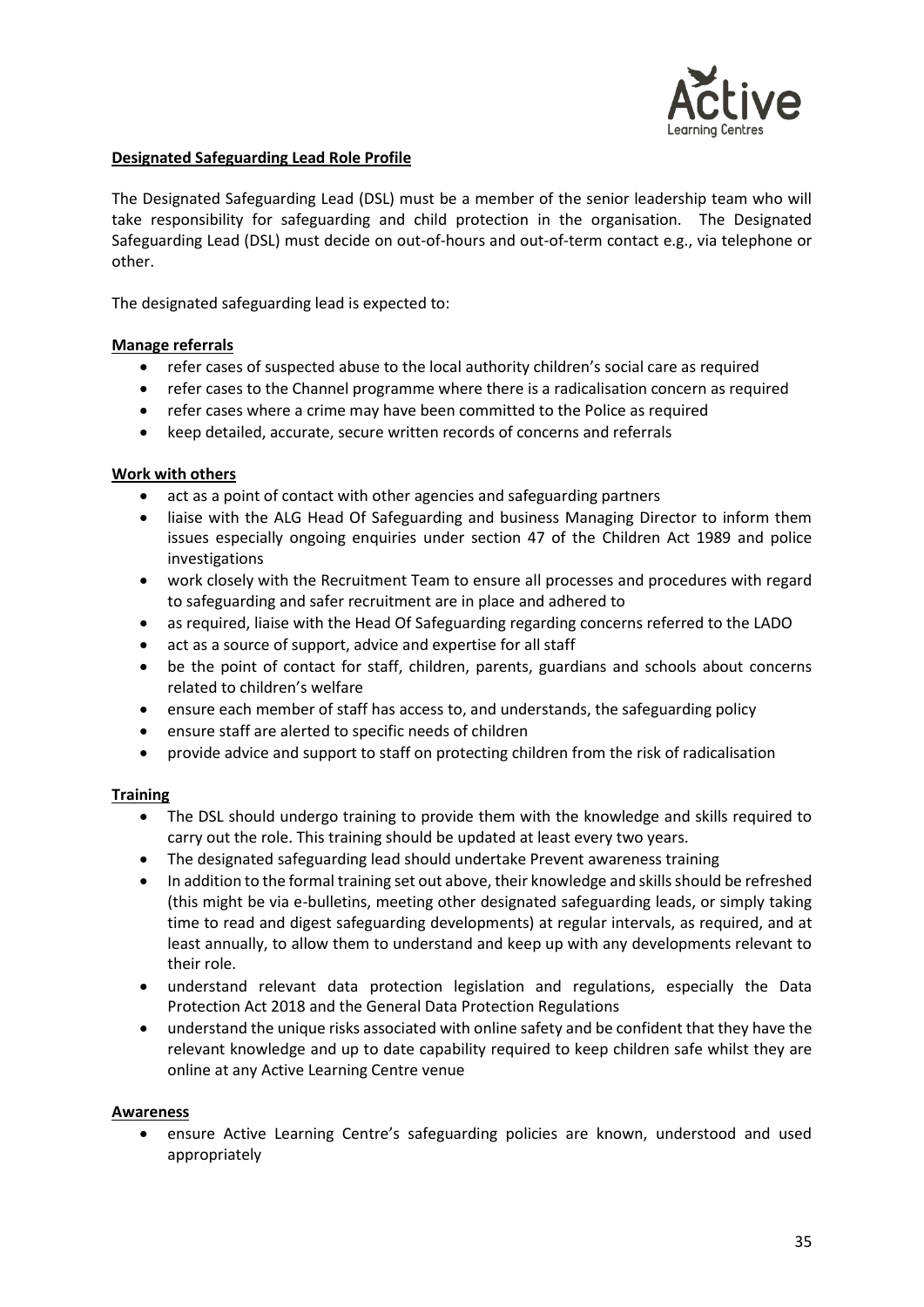**Designated Safeguarding Lead Role Profile**

The Designated Safeguarding Lead (DSL) must be a member of the senior leadership team who will take responsibility for safeguarding and child protection in the organisation. The Designated Safeguarding Lead (DSL) must decide on out-of-hours and out-of-term contact e.g., via telephone or other.

The designated safeguarding lead is expected to:

**Manage referrals**

- refer cases of suspected abuse to the local authority children's social care as required
- refer cases to the Channel programme where there is a radicalisation concern as required
- refer cases where a crime may have been committed to the Police as required
- keep detailed, accurate, secure written records of concerns and referrals

**Work with others**

- act as a point of contact with other agencies and safeguarding partners
- liaise with the ALG Head Of Safeguarding and business Managing Director to inform them issues especially ongoing enquiries under section 47 of the Children Act 1989 and police investigations
- work closely with the Recruitment Team to ensure all processes and procedures with regard to safeguarding and safer recruitment are in place and adhered to
- as required, liaise with the Head Of Safeguarding regarding concerns referred to the LADO
- act as a source of support, advice and expertise for all staff
- be the point of contact for staff, children, parents, guardians and schools about concerns related to children's welfare
- ensure each member of staff has access to, and understands, the safeguarding policy
- ensure staff are alerted to specific needs of children
- provide advice and support to staff on protecting children from the risk of radicalisation

**Training**

- The DSL should undergo training to provide them with the knowledge and skills required to carry out the role. This training should be updated at least every two years.
- The designated safeguarding lead should undertake Prevent awareness training
- In addition to the formal training set out above, their knowledge and skills should be refreshed (this might be via e-bulletins, meeting other designated safeguarding leads, or simply taking time to read and digest safeguarding developments) at regular intervals, as required, and at least annually, to allow them to understand and keep up with any developments relevant to their role.
- understand relevant data protection legislation and regulations, especially the Data Protection Act 2018 and the General Data Protection Regulations
- understand the unique risks associated with online safety and be confident that they have the relevant knowledge and up to date capability required to keep children safe whilst they are online at any Active Learning Centre venue

**Awareness**

- ensure Active Learning Centre's safeguarding policies are known, understood and used appropriately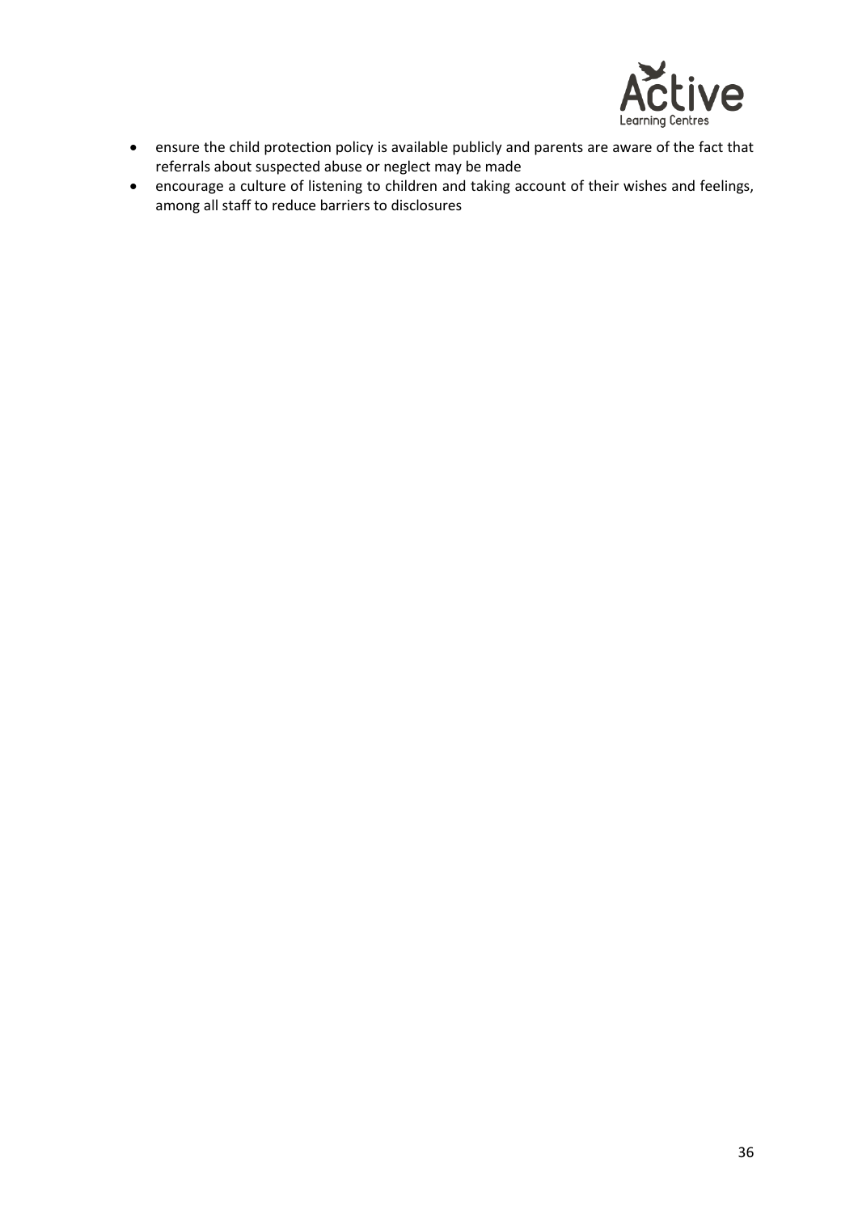- ensure the child protection policy is available publicly and parents are aware of the fact that referrals about suspected abuse or neglect may be made
- encourage a culture of listening to children and taking account of their wishes and feelings, among all staff to reduce barriers to disclosures